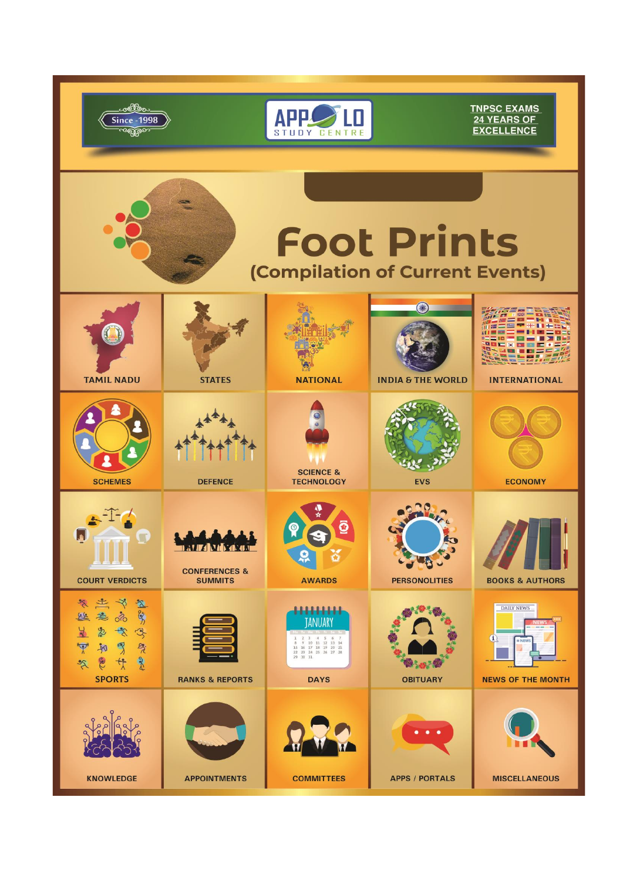Since -1998

APPOLLO STUDY CENTRE

TNPSC EXAMS
24 YEARS OF EXCELLENCE

# Foot Prints

## (Compilation of Current Events)

| | | | | |
|---|---|---|---|---|
| TAMIL NADU | STATES | NATIONAL | INDIA & THE WORLD | INTERNATIONAL |
| SCHEMES | DEFENCE | SCIENCE & TECHNOLOGY | EVS | ECONOMY |
| COURT VERDICTS | CONFERENCES & SUMMITS | AWARDS | PERSONOLITIES | BOOKS & AUTHORS |
| SPORTS | RANKS & REPORTS | DAYS | OBITUARY | NEWS OF THE MONTH |
| KNOWLEDGE | APPOINTMENTS | COMMITTEES | APPS / PORTALS | MISCELLANEOUS |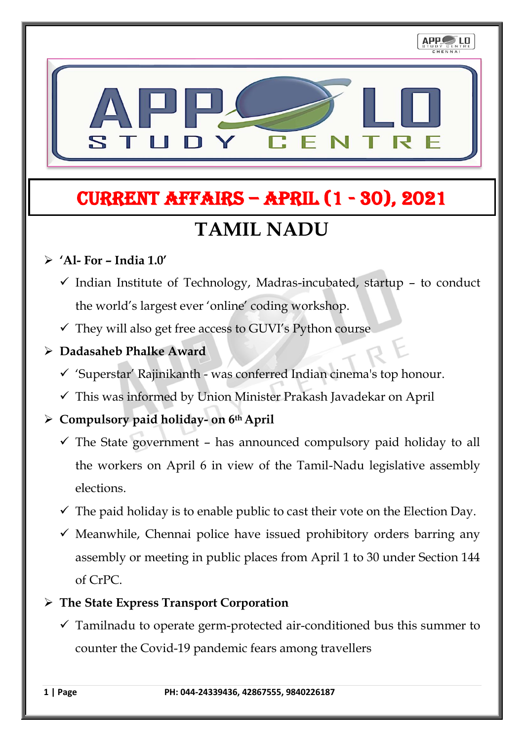# CURRENT AFFAIRS – APRIL (1 - 30), 2021

## TAMIL NADU

- **'Al- For – India 1.0'**
  - ✓ Indian Institute of Technology, Madras-incubated, startup – to conduct the world's largest ever 'online' coding workshop.
  - ✓ They will also get free access to GUVI's Python course
- **Dadasaheb Phalke Award**
  - ✓ 'Superstar' Rajinikanth - was conferred Indian cinema's top honour.
  - ✓ This was informed by Union Minister Prakash Javadekar on April
- **Compulsory paid holiday- on 6th April**
  - ✓ The State government – has announced compulsory paid holiday to all the workers on April 6 in view of the Tamil-Nadu legislative assembly elections.
  - ✓ The paid holiday is to enable public to cast their vote on the Election Day.
  - ✓ Meanwhile, Chennai police have issued prohibitory orders barring any assembly or meeting in public places from April 1 to 30 under Section 144 of CrPC.
- **The State Express Transport Corporation**
  - ✓ Tamilnadu to operate germ-protected air-conditioned bus this summer to counter the Covid-19 pandemic fears among travellers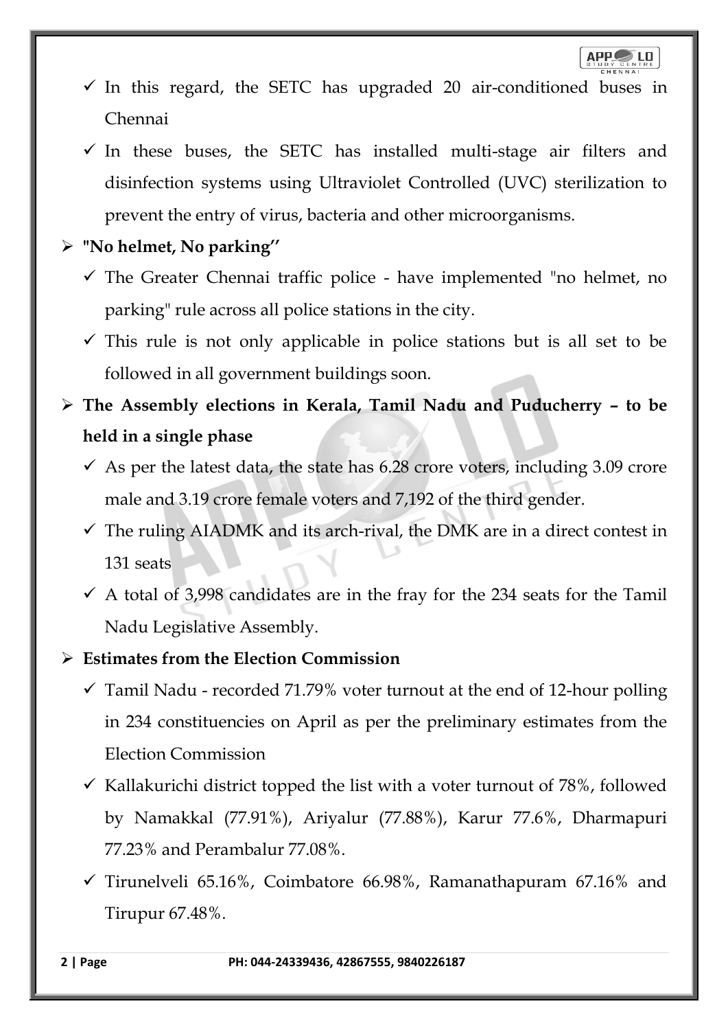- ✓ In this regard, the SETC has upgraded 20 air-conditioned buses in Chennai
- ✓ In these buses, the SETC has installed multi-stage air filters and disinfection systems using Ultraviolet Controlled (UVC) sterilization to prevent the entry of virus, bacteria and other microorganisms.

➢ **"No helmet, No parking''**

- ✓ The Greater Chennai traffic police - have implemented "no helmet, no parking" rule across all police stations in the city.
- ✓ This rule is not only applicable in police stations but is all set to be followed in all government buildings soon.

➢ **The Assembly elections in Kerala, Tamil Nadu and Puducherry – to be held in a single phase**

- ✓ As per the latest data, the state has 6.28 crore voters, including 3.09 crore male and 3.19 crore female voters and 7,192 of the third gender.
- ✓ The ruling AIADMK and its arch-rival, the DMK are in a direct contest in 131 seats
- ✓ A total of 3,998 candidates are in the fray for the 234 seats for the Tamil Nadu Legislative Assembly.

➢ **Estimates from the Election Commission**

- ✓ Tamil Nadu - recorded 71.79% voter turnout at the end of 12-hour polling in 234 constituencies on April as per the preliminary estimates from the Election Commission
- ✓ Kallakurichi district topped the list with a voter turnout of 78%, followed by Namakkal (77.91%), Ariyalur (77.88%), Karur 77.6%, Dharmapuri 77.23% and Perambalur 77.08%.
- ✓ Tirunelveli 65.16%, Coimbatore 66.98%, Ramanathapuram 67.16% and Tirupur 67.48%.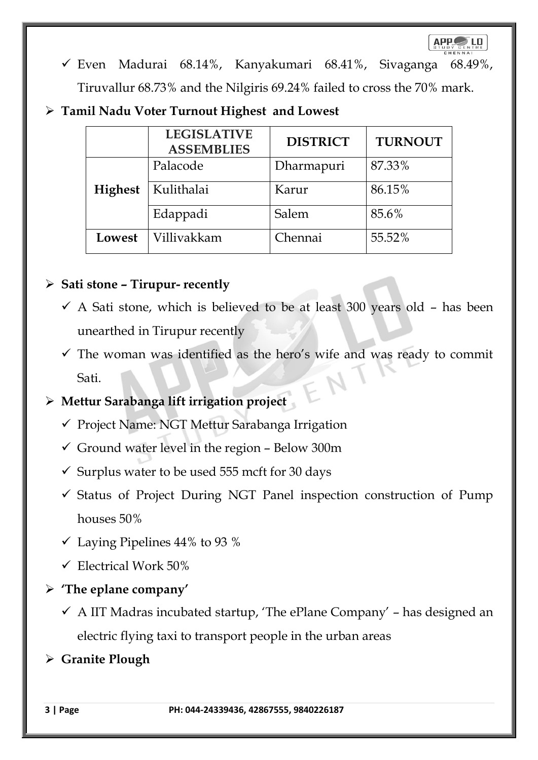- ✓ Even Madurai 68.14%, Kanyakumari 68.41%, Sivaganga 68.49%, Tiruvallur 68.73% and the Nilgiris 69.24% failed to cross the 70% mark.

- **Tamil Nadu Voter Turnout Highest and Lowest**

| | LEGISLATIVE ASSEMBLIES | DISTRICT | TURNOUT |
|---|---|---|---|
| **Highest** | Palacode | Dharmapuri | 87.33% |
| | Kulithalai | Karur | 86.15% |
| | Edappadi | Salem | 85.6% |
| **Lowest** | Villivakkam | Chennai | 55.52% |

- **Sati stone – Tirupur- recently**
  - ✓ A Sati stone, which is believed to be at least 300 years old – has been unearthed in Tirupur recently
  - ✓ The woman was identified as the hero's wife and was ready to commit Sati.
- **Mettur Sarabanga lift irrigation project**
  - ✓ Project Name: NGT Mettur Sarabanga Irrigation
  - ✓ Ground water level in the region – Below 300m
  - ✓ Surplus water to be used 555 mcft for 30 days
  - ✓ Status of Project During NGT Panel inspection construction of Pump houses 50%
  - ✓ Laying Pipelines 44% to 93 %
  - ✓ Electrical Work 50%
- **'The eplane company'**
  - ✓ A IIT Madras incubated startup, 'The ePlane Company' – has designed an electric flying taxi to transport people in the urban areas
- **Granite Plough**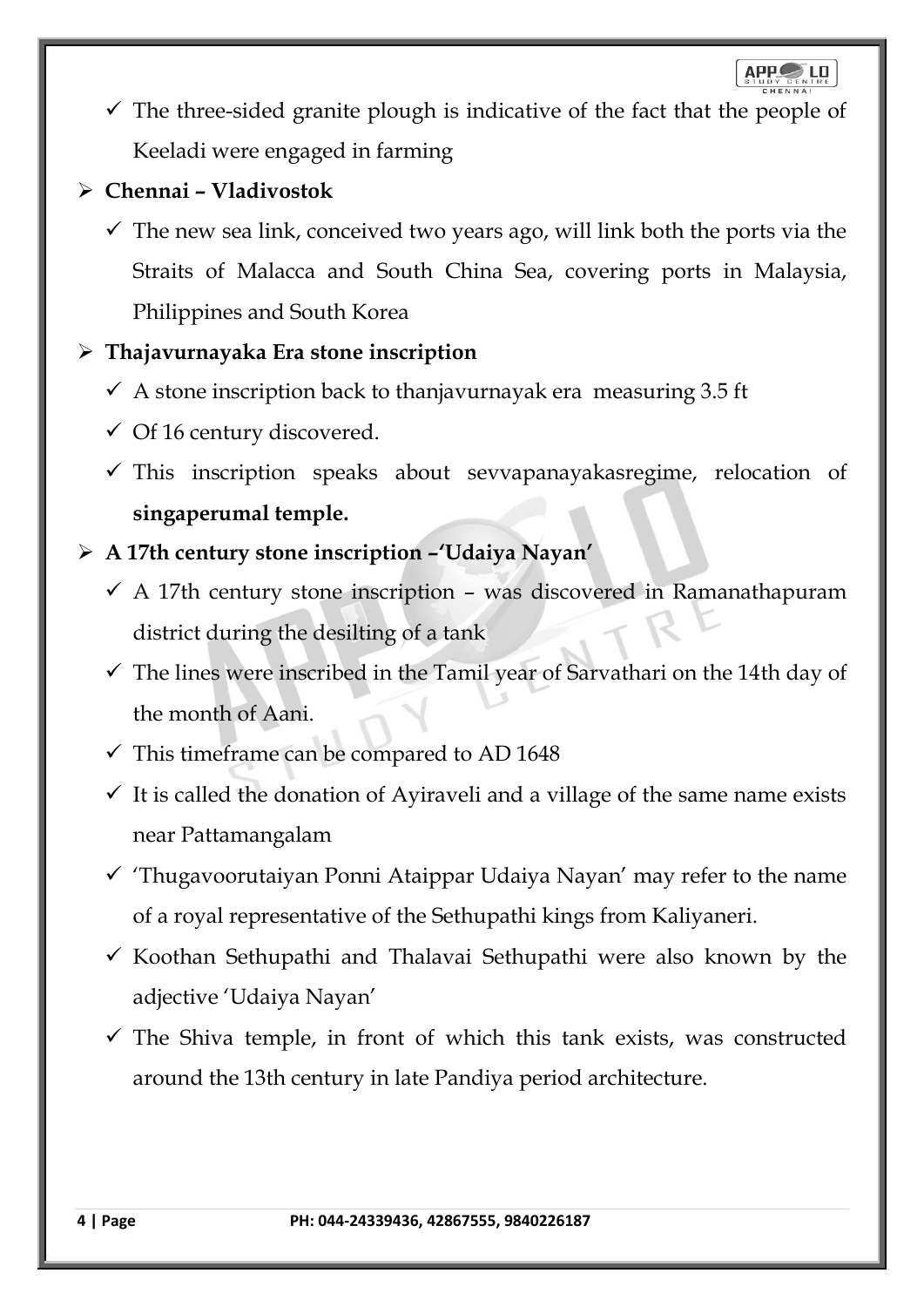- ✓ The three-sided granite plough is indicative of the fact that the people of Keeladi were engaged in farming

- **Chennai – Vladivostok**
  - ✓ The new sea link, conceived two years ago, will link both the ports via the Straits of Malacca and South China Sea, covering ports in Malaysia, Philippines and South Korea

- **Thajavurnayaka Era stone inscription**
  - ✓ A stone inscription back to thanjavurnayak era measuring 3.5 ft
  - ✓ Of 16 century discovered.
  - ✓ This inscription speaks about sevvapanayakasregime, relocation of **singaperumal temple.**

- **A 17th century stone inscription –'Udaiya Nayan'**
  - ✓ A 17th century stone inscription – was discovered in Ramanathapuram district during the desilting of a tank
  - ✓ The lines were inscribed in the Tamil year of Sarvathari on the 14th day of the month of Aani.
  - ✓ This timeframe can be compared to AD 1648
  - ✓ It is called the donation of Ayiraveli and a village of the same name exists near Pattamangalam
  - ✓ 'Thugavoorutaiyan Ponni Ataippar Udaiya Nayan' may refer to the name of a royal representative of the Sethupathi kings from Kaliyaneri.
  - ✓ Koothan Sethupathi and Thalavai Sethupathi were also known by the adjective 'Udaiya Nayan'
  - ✓ The Shiva temple, in front of which this tank exists, was constructed around the 13th century in late Pandiya period architecture.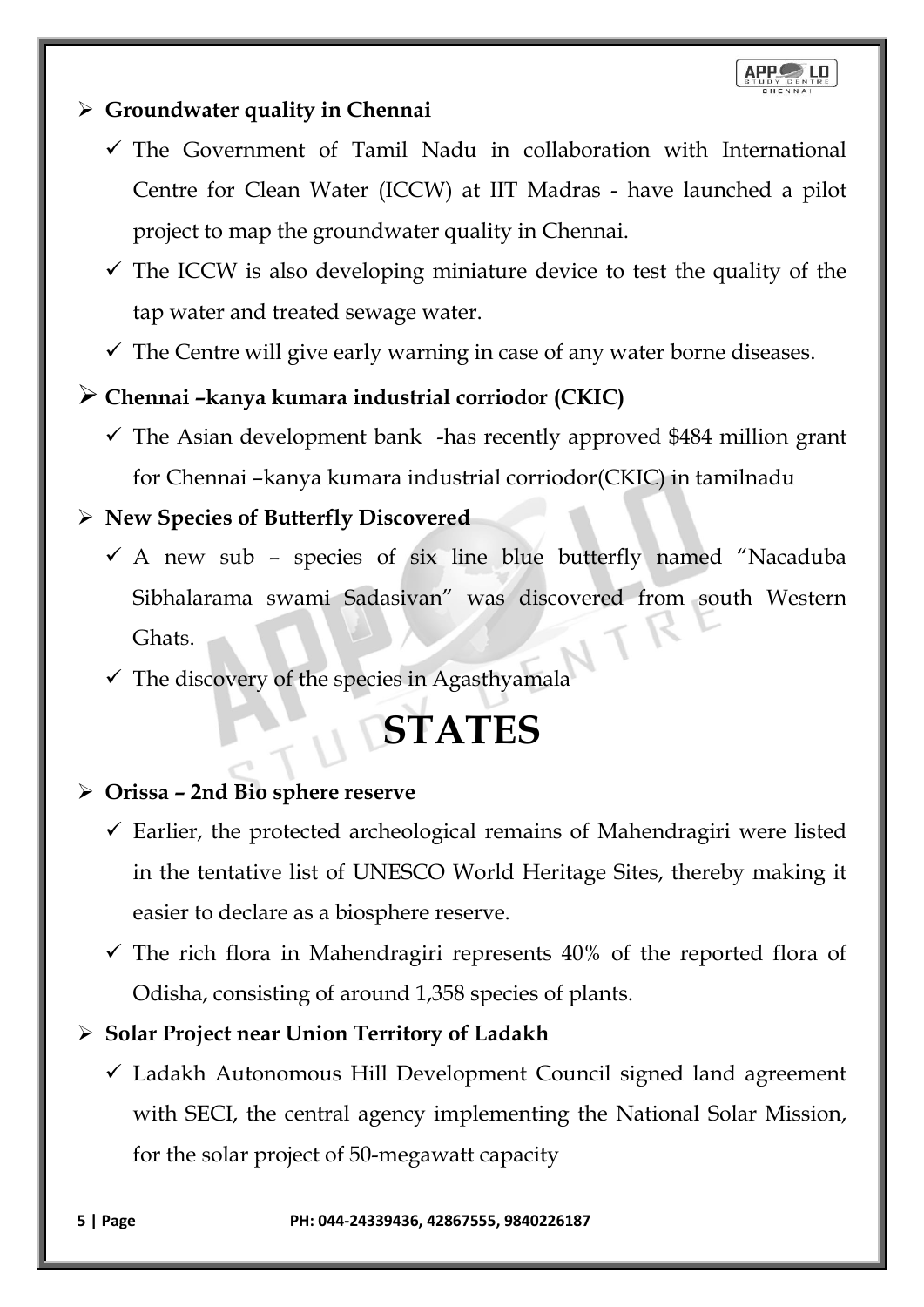- **Groundwater quality in Chennai**
  - The Government of Tamil Nadu in collaboration with International Centre for Clean Water (ICCW) at IIT Madras - have launched a pilot project to map the groundwater quality in Chennai.
  - The ICCW is also developing miniature device to test the quality of the tap water and treated sewage water.
  - The Centre will give early warning in case of any water borne diseases.
- **Chennai –kanya kumara industrial corriodor (CKIC)**
  - The Asian development bank -has recently approved $484 million grant for Chennai –kanya kumara industrial corriodor(CKIC) in tamilnadu
- **New Species of Butterfly Discovered**
  - A new sub – species of six line blue butterfly named "Nacaduba Sibhalarama swami Sadasivan" was discovered from south Western Ghats.
  - The discovery of the species in Agasthyamala

# STATES

- **Orissa – 2nd Bio sphere reserve**
  - Earlier, the protected archeological remains of Mahendragiri were listed in the tentative list of UNESCO World Heritage Sites, thereby making it easier to declare as a biosphere reserve.
  - The rich flora in Mahendragiri represents 40% of the reported flora of Odisha, consisting of around 1,358 species of plants.
- **Solar Project near Union Territory of Ladakh**
  - Ladakh Autonomous Hill Development Council signed land agreement with SECI, the central agency implementing the National Solar Mission, for the solar project of 50-megawatt capacity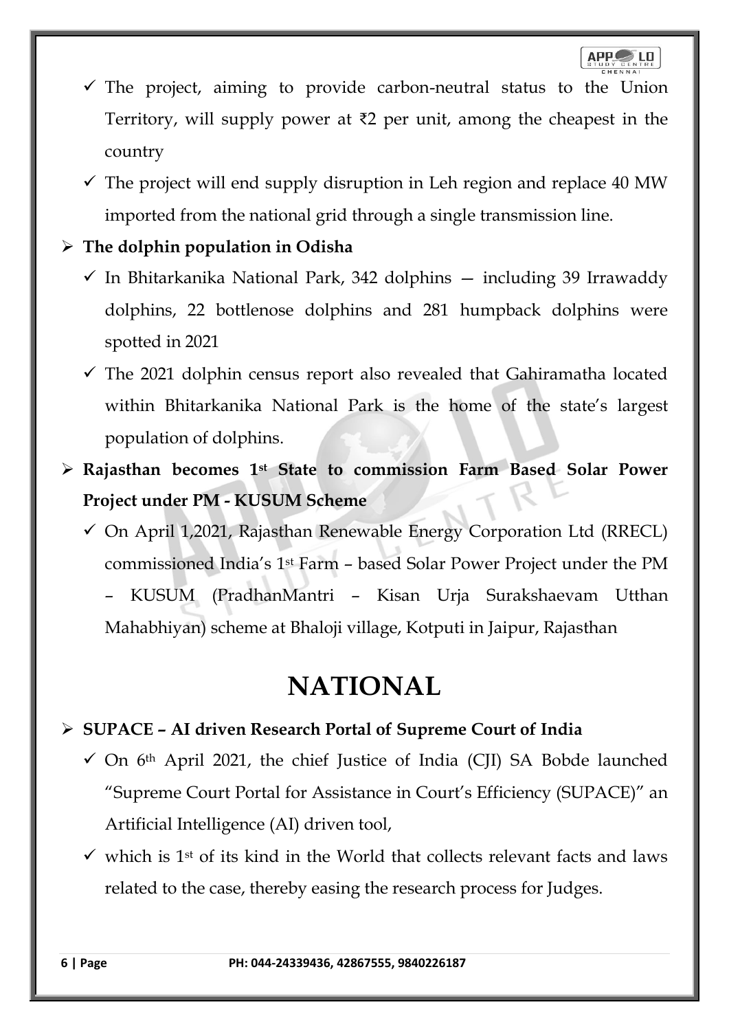- ✓ The project, aiming to provide carbon-neutral status to the Union Territory, will supply power at ₹2 per unit, among the cheapest in the country
- ✓ The project will end supply disruption in Leh region and replace 40 MW imported from the national grid through a single transmission line.

➢ **The dolphin population in Odisha**

- ✓ In Bhitarkanika National Park, 342 dolphins — including 39 Irrawaddy dolphins, 22 bottlenose dolphins and 281 humpback dolphins were spotted in 2021
- ✓ The 2021 dolphin census report also revealed that Gahiramatha located within Bhitarkanika National Park is the home of the state's largest population of dolphins.

➢ **Rajasthan becomes 1st State to commission Farm Based Solar Power Project under PM - KUSUM Scheme**

- ✓ On April 1,2021, Rajasthan Renewable Energy Corporation Ltd (RRECL) commissioned India's 1st Farm – based Solar Power Project under the PM – KUSUM (PradhanMantri – Kisan Urja Surakshaevam Utthan Mahabhiyan) scheme at Bhaloji village, Kotputi in Jaipur, Rajasthan

# NATIONAL

➢ **SUPACE – AI driven Research Portal of Supreme Court of India**

- ✓ On 6th April 2021, the chief Justice of India (CJI) SA Bobde launched "Supreme Court Portal for Assistance in Court's Efficiency (SUPACE)" an Artificial Intelligence (AI) driven tool,
- ✓ which is 1st of its kind in the World that collects relevant facts and laws related to the case, thereby easing the research process for Judges.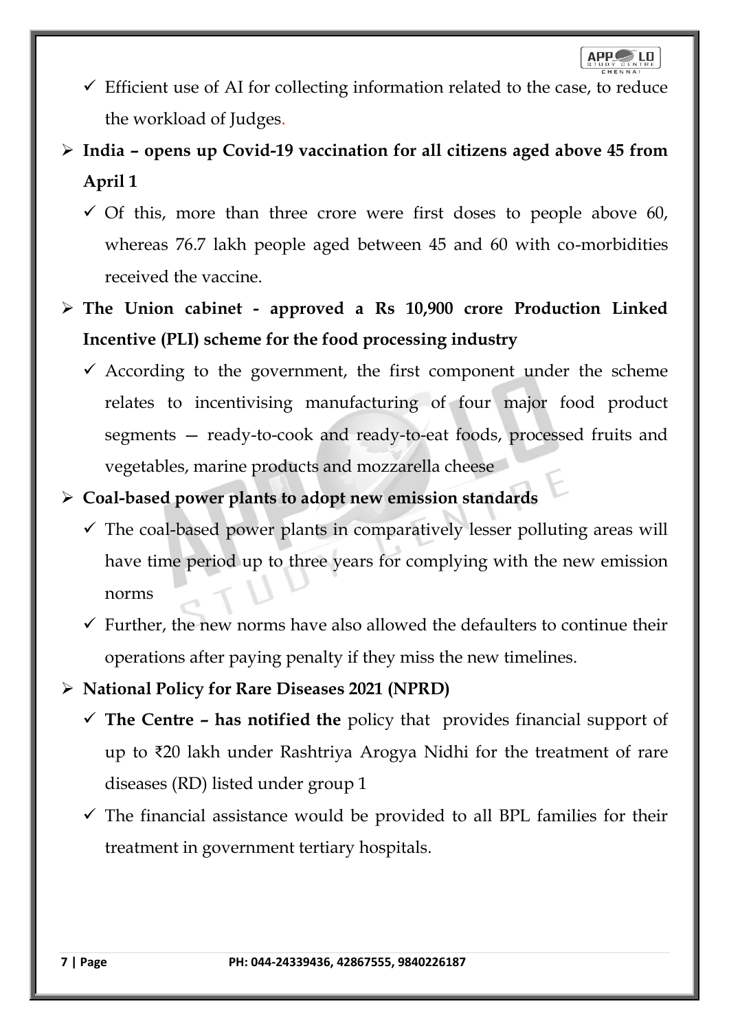- ✓ Efficient use of AI for collecting information related to the case, to reduce the workload of Judges.

- **India – opens up Covid-19 vaccination for all citizens aged above 45 from April 1**
  - ✓ Of this, more than three crore were first doses to people above 60, whereas 76.7 lakh people aged between 45 and 60 with co-morbidities received the vaccine.

- **The Union cabinet - approved a Rs 10,900 crore Production Linked Incentive (PLI) scheme for the food processing industry**
  - ✓ According to the government, the first component under the scheme relates to incentivising manufacturing of four major food product segments — ready-to-cook and ready-to-eat foods, processed fruits and vegetables, marine products and mozzarella cheese

- **Coal-based power plants to adopt new emission standards**
  - ✓ The coal-based power plants in comparatively lesser polluting areas will have time period up to three years for complying with the new emission norms
  - ✓ Further, the new norms have also allowed the defaulters to continue their operations after paying penalty if they miss the new timelines.

- **National Policy for Rare Diseases 2021 (NPRD)**
  - ✓ **The Centre – has notified the** policy that provides financial support of up to ₹20 lakh under Rashtriya Arogya Nidhi for the treatment of rare diseases (RD) listed under group 1
  - ✓ The financial assistance would be provided to all BPL families for their treatment in government tertiary hospitals.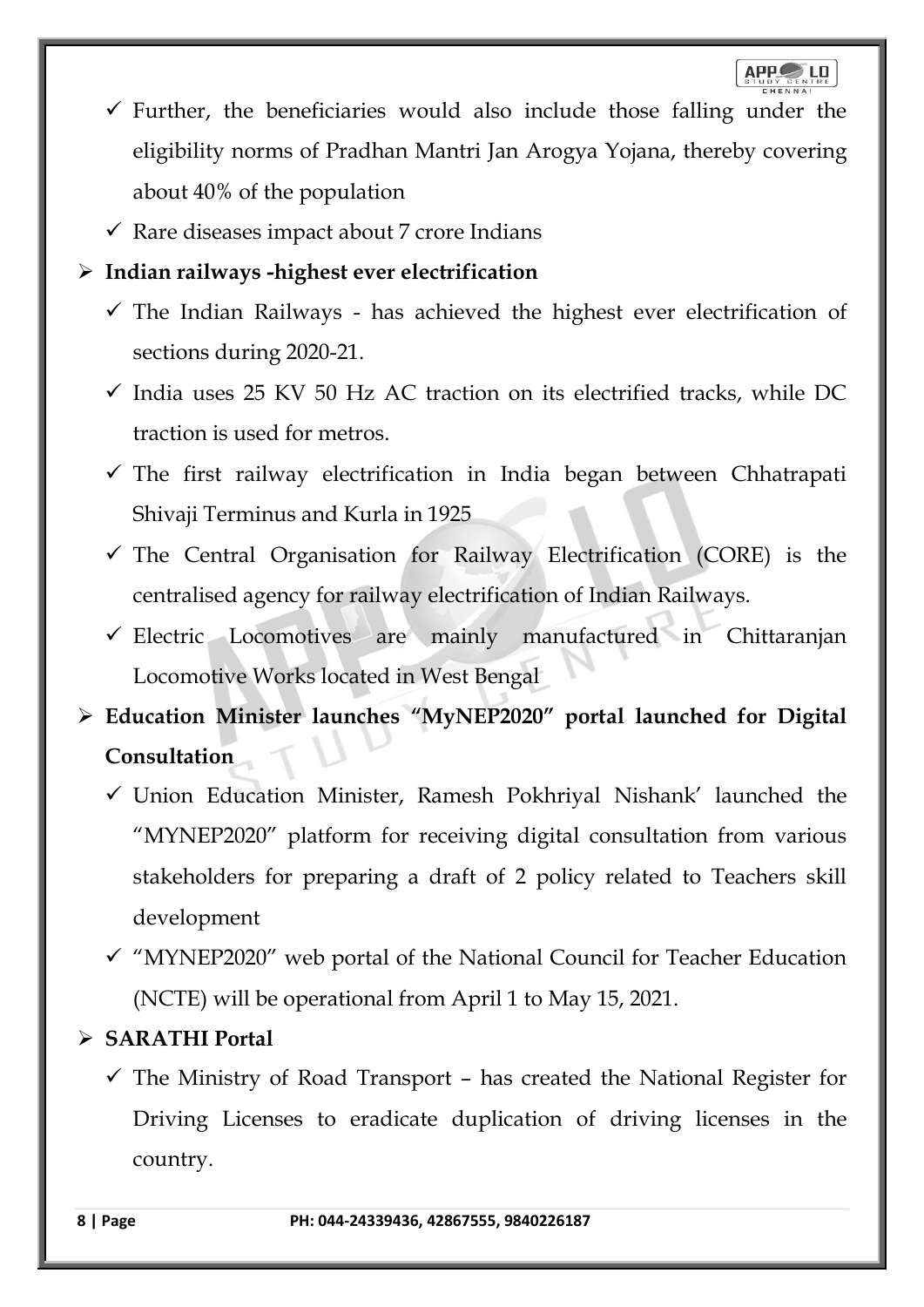- Further, the beneficiaries would also include those falling under the eligibility norms of Pradhan Mantri Jan Arogya Yojana, thereby covering about 40% of the population
- Rare diseases impact about 7 crore Indians

**Indian railways -highest ever electrification**

- The Indian Railways - has achieved the highest ever electrification of sections during 2020-21.
- India uses 25 KV 50 Hz AC traction on its electrified tracks, while DC traction is used for metros.
- The first railway electrification in India began between Chhatrapati Shivaji Terminus and Kurla in 1925
- The Central Organisation for Railway Electrification (CORE) is the centralised agency for railway electrification of Indian Railways.
- Electric Locomotives are mainly manufactured in Chittaranjan Locomotive Works located in West Bengal

**Education Minister launches "MyNEP2020" portal launched for Digital Consultation**

- Union Education Minister, Ramesh Pokhriyal Nishank' launched the "MYNEP2020" platform for receiving digital consultation from various stakeholders for preparing a draft of 2 policy related to Teachers skill development
- "MYNEP2020" web portal of the National Council for Teacher Education (NCTE) will be operational from April 1 to May 15, 2021.

**SARATHI Portal**

- The Ministry of Road Transport – has created the National Register for Driving Licenses to eradicate duplication of driving licenses in the country.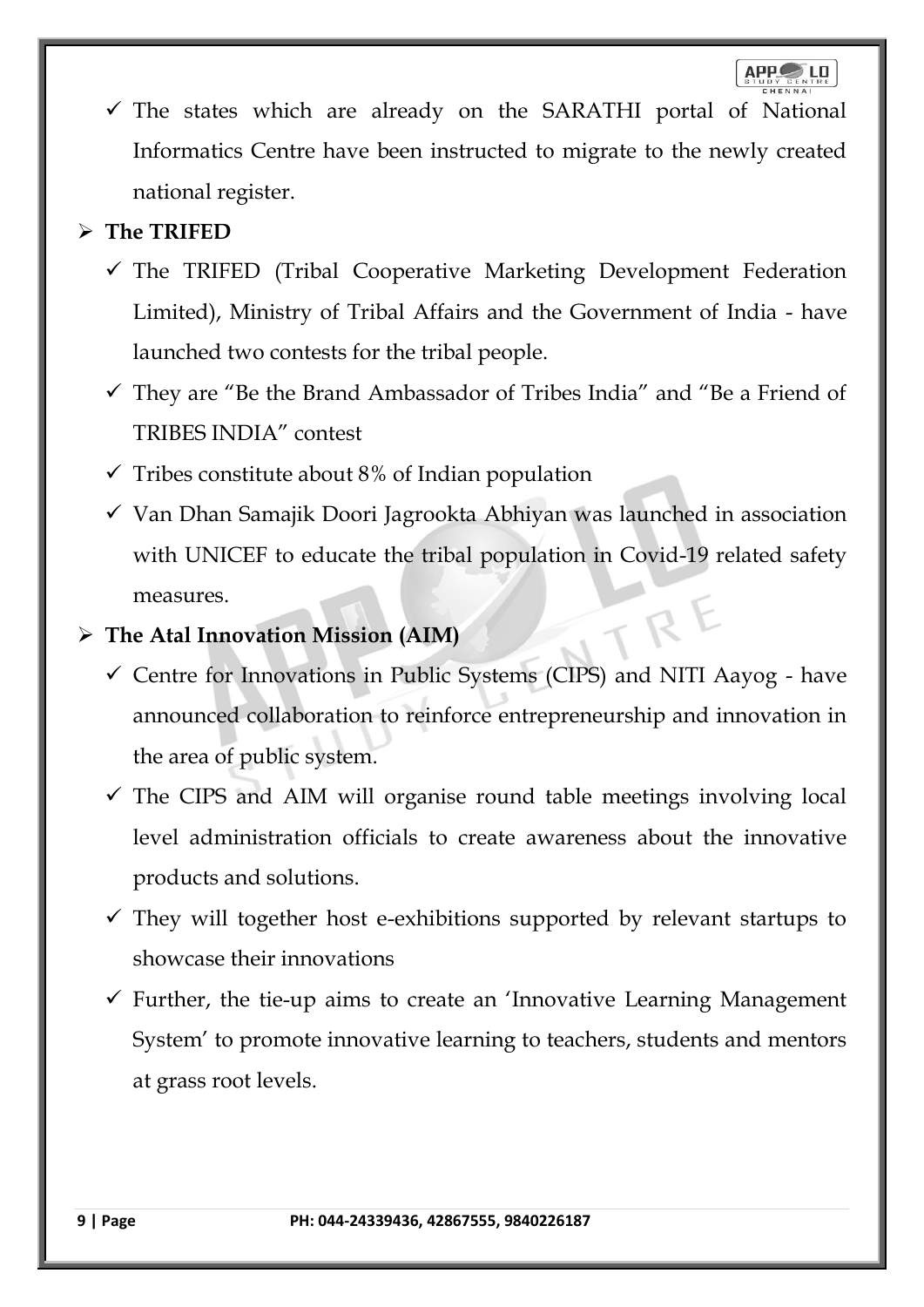- The states which are already on the SARATHI portal of National Informatics Centre have been instructed to migrate to the newly created national register.

- **The TRIFED**
  - The TRIFED (Tribal Cooperative Marketing Development Federation Limited), Ministry of Tribal Affairs and the Government of India - have launched two contests for the tribal people.
  - They are "Be the Brand Ambassador of Tribes India" and "Be a Friend of TRIBES INDIA" contest
  - Tribes constitute about 8% of Indian population
  - Van Dhan Samajik Doori Jagrookta Abhiyan was launched in association with UNICEF to educate the tribal population in Covid-19 related safety measures.

- **The Atal Innovation Mission (AIM)**
  - Centre for Innovations in Public Systems (CIPS) and NITI Aayog - have announced collaboration to reinforce entrepreneurship and innovation in the area of public system.
  - The CIPS and AIM will organise round table meetings involving local level administration officials to create awareness about the innovative products and solutions.
  - They will together host e-exhibitions supported by relevant startups to showcase their innovations
  - Further, the tie-up aims to create an 'Innovative Learning Management System' to promote innovative learning to teachers, students and mentors at grass root levels.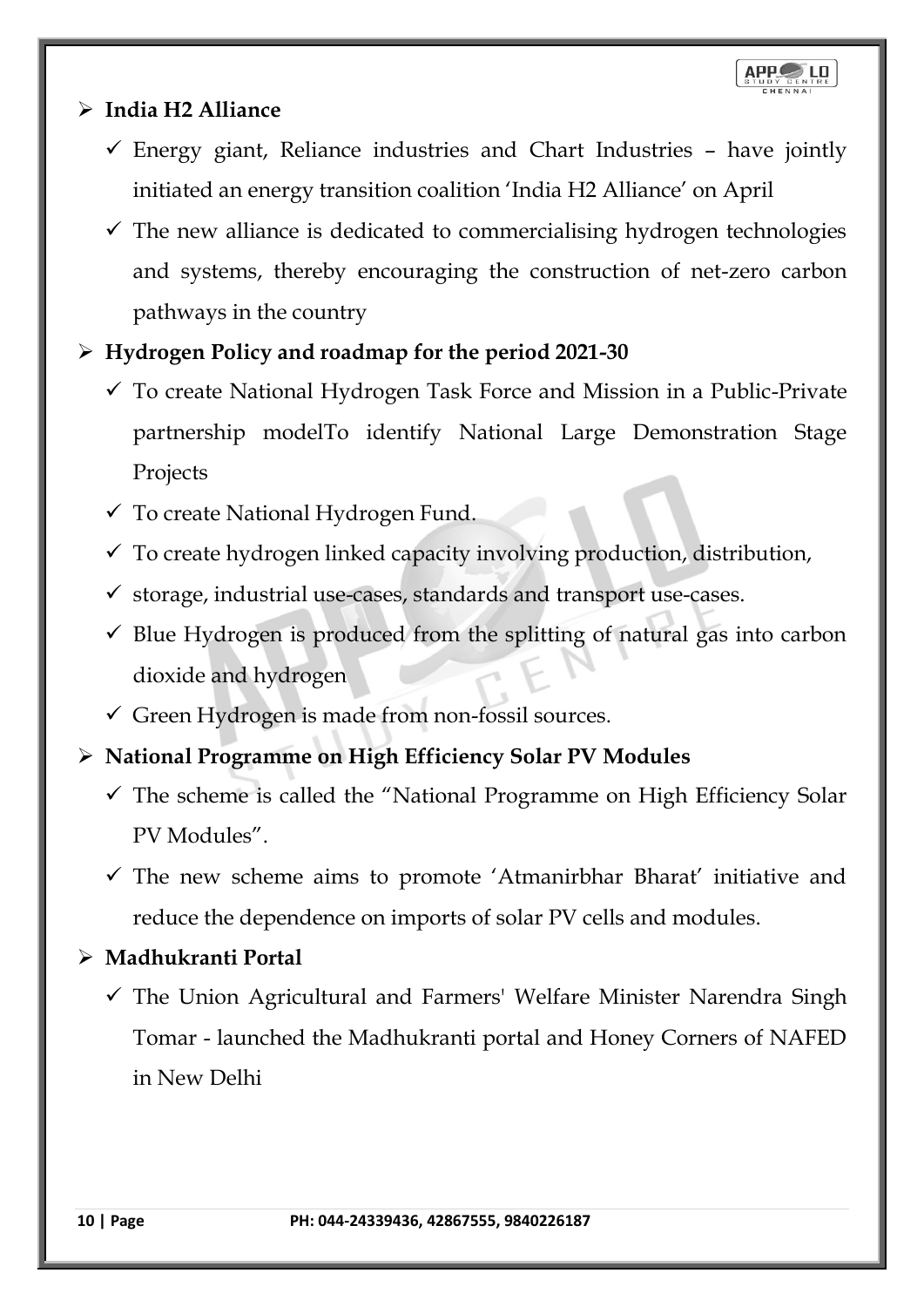- **India H2 Alliance**
  - ✓ Energy giant, Reliance industries and Chart Industries – have jointly initiated an energy transition coalition 'India H2 Alliance' on April
  - ✓ The new alliance is dedicated to commercialising hydrogen technologies and systems, thereby encouraging the construction of net-zero carbon pathways in the country
- **Hydrogen Policy and roadmap for the period 2021-30**
  - ✓ To create National Hydrogen Task Force and Mission in a Public-Private partnership modelTo identify National Large Demonstration Stage Projects
  - ✓ To create National Hydrogen Fund.
  - ✓ To create hydrogen linked capacity involving production, distribution,
  - ✓ storage, industrial use-cases, standards and transport use-cases.
  - ✓ Blue Hydrogen is produced from the splitting of natural gas into carbon dioxide and hydrogen
  - ✓ Green Hydrogen is made from non-fossil sources.
- **National Programme on High Efficiency Solar PV Modules**
  - ✓ The scheme is called the "National Programme on High Efficiency Solar PV Modules".
  - ✓ The new scheme aims to promote 'Atmanirbhar Bharat' initiative and reduce the dependence on imports of solar PV cells and modules.
- **Madhukranti Portal**
  - ✓ The Union Agricultural and Farmers' Welfare Minister Narendra Singh Tomar - launched the Madhukranti portal and Honey Corners of NAFED in New Delhi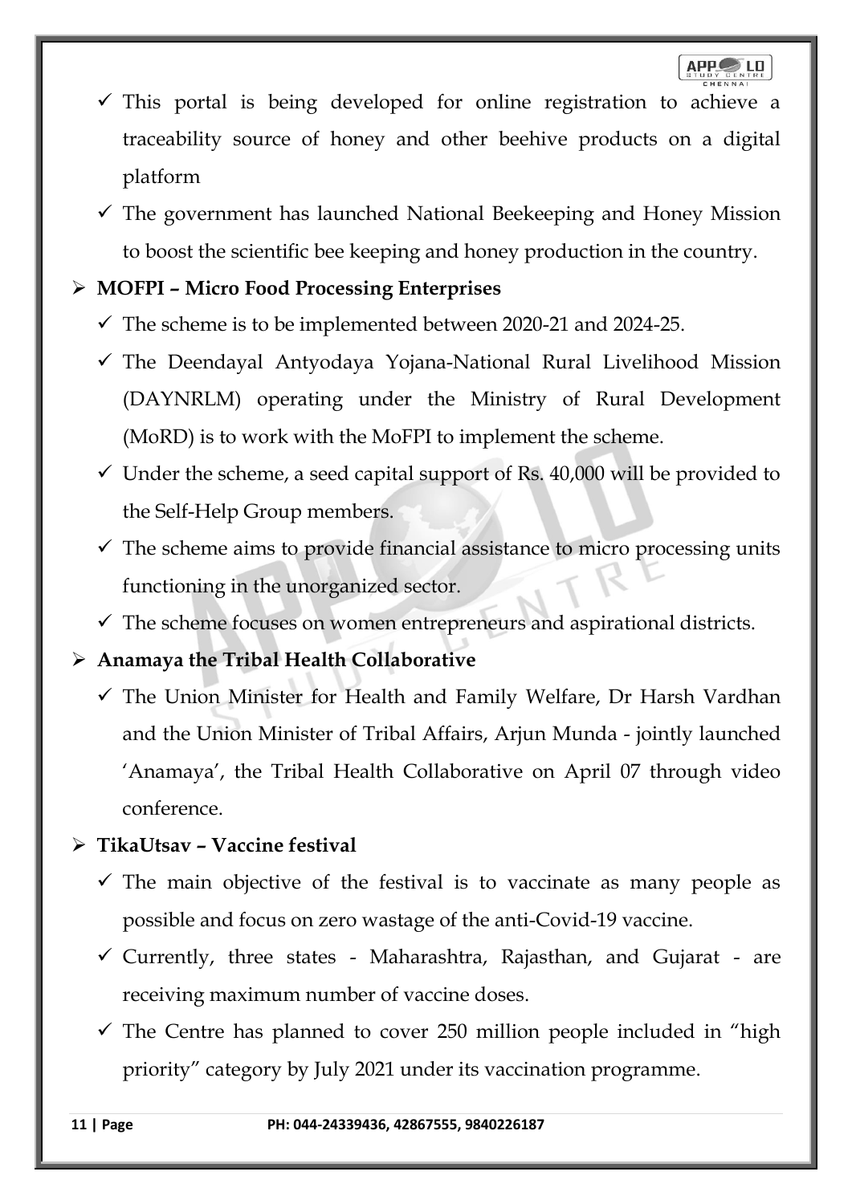- This portal is being developed for online registration to achieve a traceability source of honey and other beehive products on a digital platform
- The government has launched National Beekeeping and Honey Mission to boost the scientific bee keeping and honey production in the country.

- **MOFPI – Micro Food Processing Enterprises**
  - The scheme is to be implemented between 2020-21 and 2024-25.
  - The Deendayal Antyodaya Yojana-National Rural Livelihood Mission (DAYNRLM) operating under the Ministry of Rural Development (MoRD) is to work with the MoFPI to implement the scheme.
  - Under the scheme, a seed capital support of Rs. 40,000 will be provided to the Self-Help Group members.
  - The scheme aims to provide financial assistance to micro processing units functioning in the unorganized sector.
  - The scheme focuses on women entrepreneurs and aspirational districts.

- **Anamaya the Tribal Health Collaborative**
  - The Union Minister for Health and Family Welfare, Dr Harsh Vardhan and the Union Minister of Tribal Affairs, Arjun Munda - jointly launched 'Anamaya', the Tribal Health Collaborative on April 07 through video conference.

- **TikaUtsav – Vaccine festival**
  - The main objective of the festival is to vaccinate as many people as possible and focus on zero wastage of the anti-Covid-19 vaccine.
  - Currently, three states - Maharashtra, Rajasthan, and Gujarat - are receiving maximum number of vaccine doses.
  - The Centre has planned to cover 250 million people included in "high priority" category by July 2021 under its vaccination programme.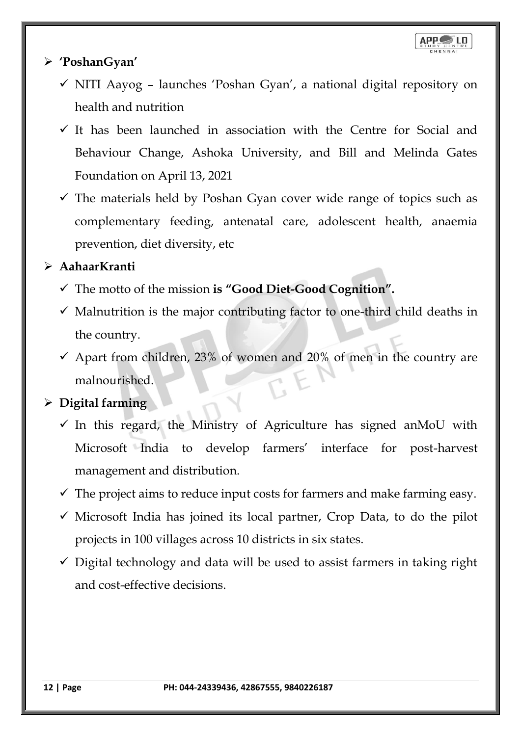- **'PoshanGyan'**
  - NITI Aayog – launches 'Poshan Gyan', a national digital repository on health and nutrition
  - It has been launched in association with the Centre for Social and Behaviour Change, Ashoka University, and Bill and Melinda Gates Foundation on April 13, 2021
  - The materials held by Poshan Gyan cover wide range of topics such as complementary feeding, antenatal care, adolescent health, anaemia prevention, diet diversity, etc
- **AahaarKranti**
  - The motto of the mission **is "Good Diet-Good Cognition".**
  - Malnutrition is the major contributing factor to one-third child deaths in the country.
  - Apart from children, 23% of women and 20% of men in the country are malnourished.
- **Digital farming**
  - In this regard, the Ministry of Agriculture has signed anMoU with Microsoft India to develop farmers' interface for post-harvest management and distribution.
  - The project aims to reduce input costs for farmers and make farming easy.
  - Microsoft India has joined its local partner, Crop Data, to do the pilot projects in 100 villages across 10 districts in six states.
  - Digital technology and data will be used to assist farmers in taking right and cost-effective decisions.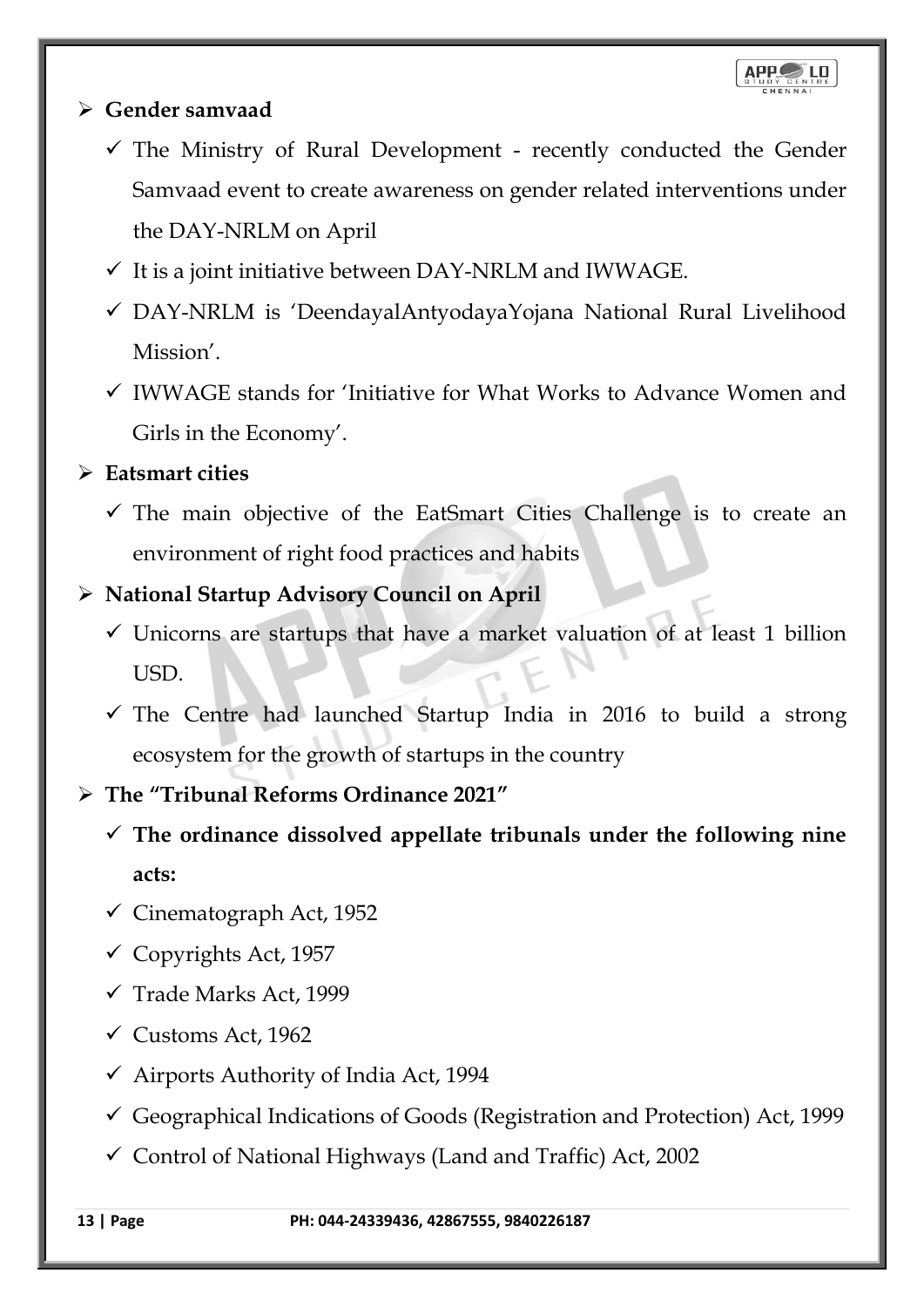- **Gender samvaad**
  - ✓ The Ministry of Rural Development - recently conducted the Gender Samvaad event to create awareness on gender related interventions under the DAY-NRLM on April
  - ✓ It is a joint initiative between DAY-NRLM and IWWAGE.
  - ✓ DAY-NRLM is 'DeendayalAntyodayaYojana National Rural Livelihood Mission'.
  - ✓ IWWAGE stands for 'Initiative for What Works to Advance Women and Girls in the Economy'.
- **Eatsmart cities**
  - ✓ The main objective of the EatSmart Cities Challenge is to create an environment of right food practices and habits
- **National Startup Advisory Council on April**
  - ✓ Unicorns are startups that have a market valuation of at least 1 billion USD.
  - ✓ The Centre had launched Startup India in 2016 to build a strong ecosystem for the growth of startups in the country
- **The "Tribunal Reforms Ordinance 2021"**
  - ✓ **The ordinance dissolved appellate tribunals under the following nine acts:**
  - ✓ Cinematograph Act, 1952
  - ✓ Copyrights Act, 1957
  - ✓ Trade Marks Act, 1999
  - ✓ Customs Act, 1962
  - ✓ Airports Authority of India Act, 1994
  - ✓ Geographical Indications of Goods (Registration and Protection) Act, 1999
  - ✓ Control of National Highways (Land and Traffic) Act, 2002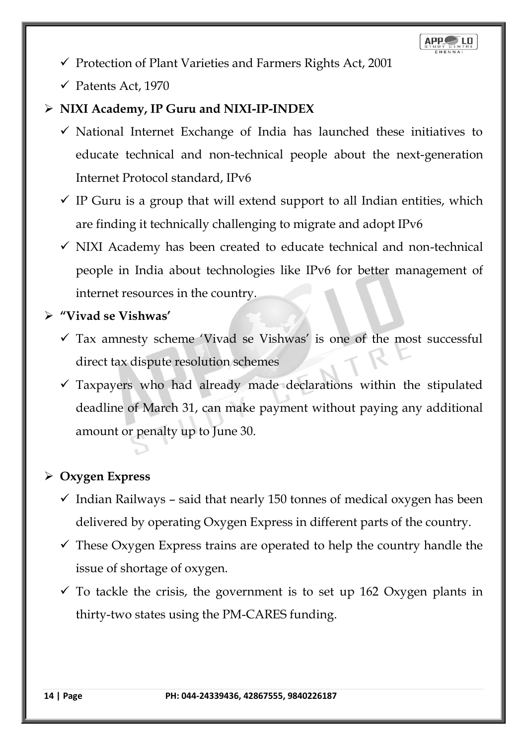- Protection of Plant Varieties and Farmers Rights Act, 2001
- Patents Act, 1970

- **NIXI Academy, IP Guru and NIXI-IP-INDEX**
  - National Internet Exchange of India has launched these initiatives to educate technical and non-technical people about the next-generation Internet Protocol standard, IPv6
  - IP Guru is a group that will extend support to all Indian entities, which are finding it technically challenging to migrate and adopt IPv6
  - NIXI Academy has been created to educate technical and non-technical people in India about technologies like IPv6 for better management of internet resources in the country.

- **"Vivad se Vishwas'**
  - Tax amnesty scheme 'Vivad se Vishwas' is one of the most successful direct tax dispute resolution schemes
  - Taxpayers who had already made declarations within the stipulated deadline of March 31, can make payment without paying any additional amount or penalty up to June 30.

- **Oxygen Express**
  - Indian Railways – said that nearly 150 tonnes of medical oxygen has been delivered by operating Oxygen Express in different parts of the country.
  - These Oxygen Express trains are operated to help the country handle the issue of shortage of oxygen.
  - To tackle the crisis, the government is to set up 162 Oxygen plants in thirty-two states using the PM-CARES funding.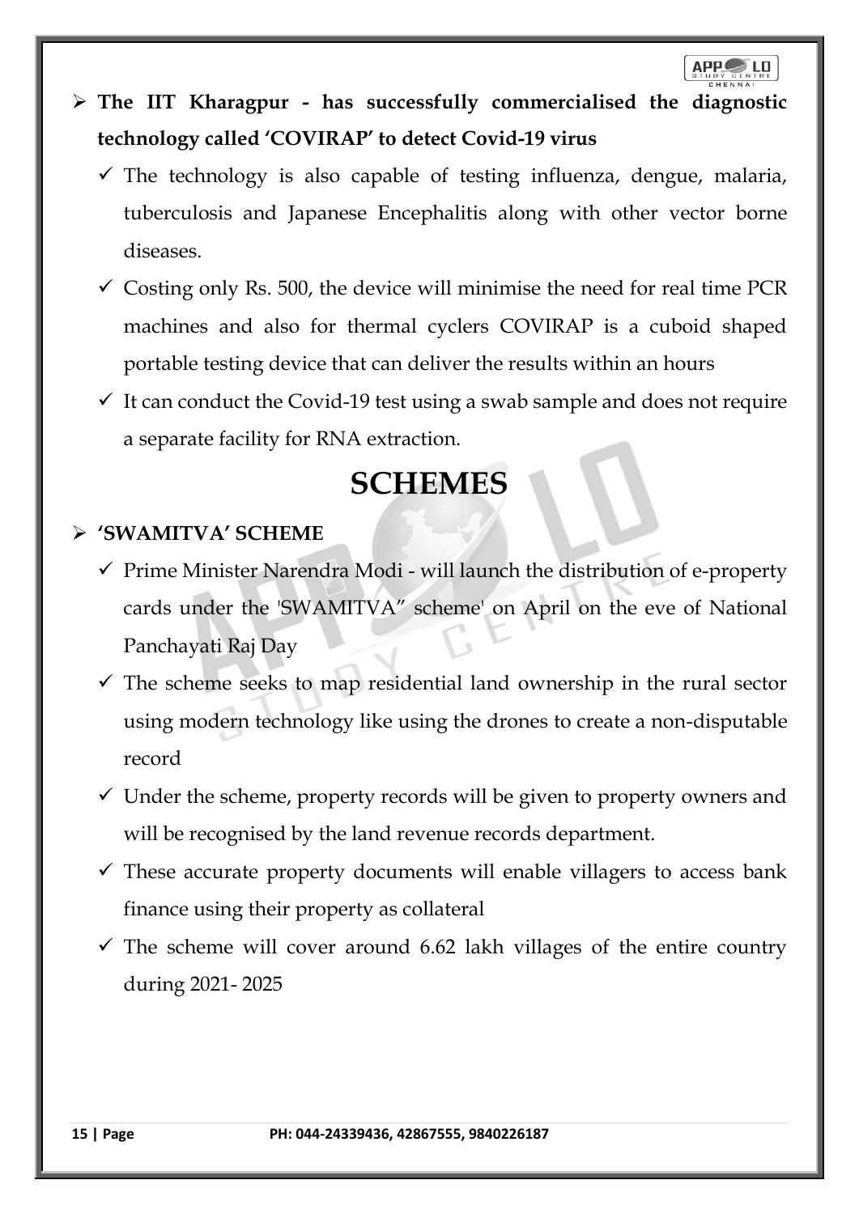- **The IIT Kharagpur - has successfully commercialised the diagnostic technology called 'COVIRAP' to detect Covid-19 virus**
  - ✓ The technology is also capable of testing influenza, dengue, malaria, tuberculosis and Japanese Encephalitis along with other vector borne diseases.
  - ✓ Costing only Rs. 500, the device will minimise the need for real time PCR machines and also for thermal cyclers COVIRAP is a cuboid shaped portable testing device that can deliver the results within an hours
  - ✓ It can conduct the Covid-19 test using a swab sample and does not require a separate facility for RNA extraction.

# SCHEMES

- **'SWAMITVA' SCHEME**
  - ✓ Prime Minister Narendra Modi - will launch the distribution of e-property cards under the 'SWAMITVA" scheme' on April on the eve of National Panchayati Raj Day
  - ✓ The scheme seeks to map residential land ownership in the rural sector using modern technology like using the drones to create a non-disputable record
  - ✓ Under the scheme, property records will be given to property owners and will be recognised by the land revenue records department.
  - ✓ These accurate property documents will enable villagers to access bank finance using their property as collateral
  - ✓ The scheme will cover around 6.62 lakh villages of the entire country during 2021- 2025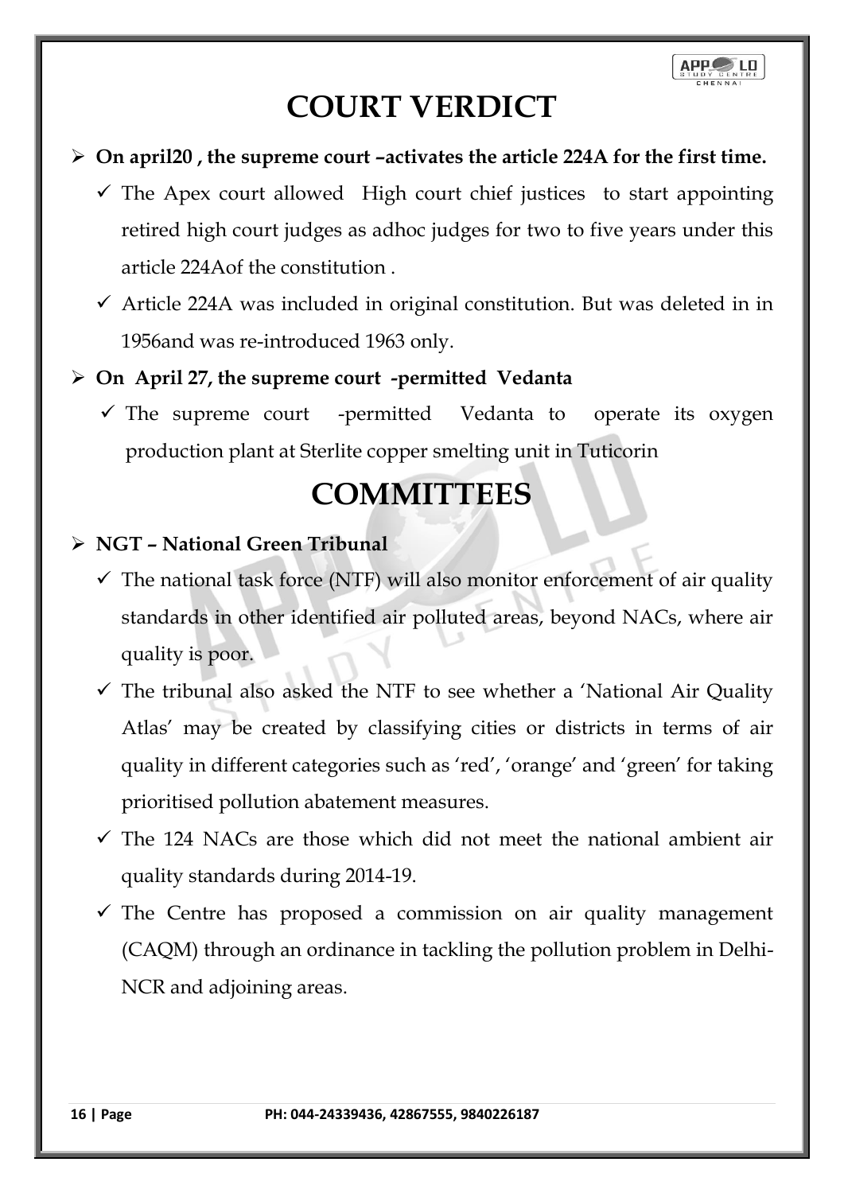# COURT VERDICT

- **On april20 , the supreme court –activates the article 224A for the first time.**
  - ✓ The Apex court allowed High court chief justices to start appointing retired high court judges as adhoc judges for two to five years under this article 224Aof the constitution .
  - ✓ Article 224A was included in original constitution. But was deleted in in 1956and was re-introduced 1963 only.
- **On April 27, the supreme court -permitted Vedanta**
  - ✓ The supreme court -permitted Vedanta to operate its oxygen production plant at Sterlite copper smelting unit in Tuticorin

# COMMITTEES

- **NGT – National Green Tribunal**
  - ✓ The national task force (NTF) will also monitor enforcement of air quality standards in other identified air polluted areas, beyond NACs, where air quality is poor.
  - ✓ The tribunal also asked the NTF to see whether a 'National Air Quality Atlas' may be created by classifying cities or districts in terms of air quality in different categories such as 'red', 'orange' and 'green' for taking prioritised pollution abatement measures.
  - ✓ The 124 NACs are those which did not meet the national ambient air quality standards during 2014-19.
  - ✓ The Centre has proposed a commission on air quality management (CAQM) through an ordinance in tackling the pollution problem in Delhi-NCR and adjoining areas.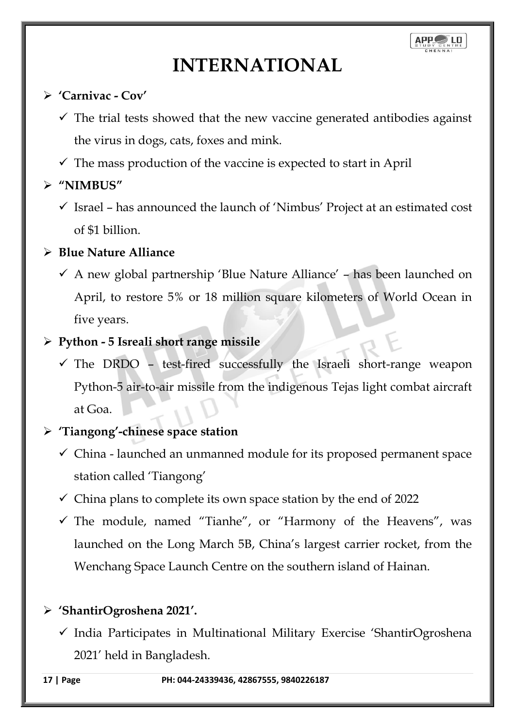# INTERNATIONAL

- **'Carnivac - Cov'**
  - ✓ The trial tests showed that the new vaccine generated antibodies against the virus in dogs, cats, foxes and mink.
  - ✓ The mass production of the vaccine is expected to start in April
- **"NIMBUS"**
  - ✓ Israel – has announced the launch of 'Nimbus' Project at an estimated cost of $1 billion.
- **Blue Nature Alliance**
  - ✓ A new global partnership 'Blue Nature Alliance' – has been launched on April, to restore 5% or 18 million square kilometers of World Ocean in five years.
- **Python - 5 Isreali short range missile**
  - ✓ The DRDO – test-fired successfully the Israeli short-range weapon Python-5 air-to-air missile from the indigenous Tejas light combat aircraft at Goa.
- **'Tiangong'-chinese space station**
  - ✓ China - launched an unmanned module for its proposed permanent space station called 'Tiangong'
  - ✓ China plans to complete its own space station by the end of 2022
  - ✓ The module, named "Tianhe", or "Harmony of the Heavens", was launched on the Long March 5B, China's largest carrier rocket, from the Wenchang Space Launch Centre on the southern island of Hainan.
- **'ShantirOgroshena 2021'.**
  - ✓ India Participates in Multinational Military Exercise 'ShantirOgroshena 2021' held in Bangladesh.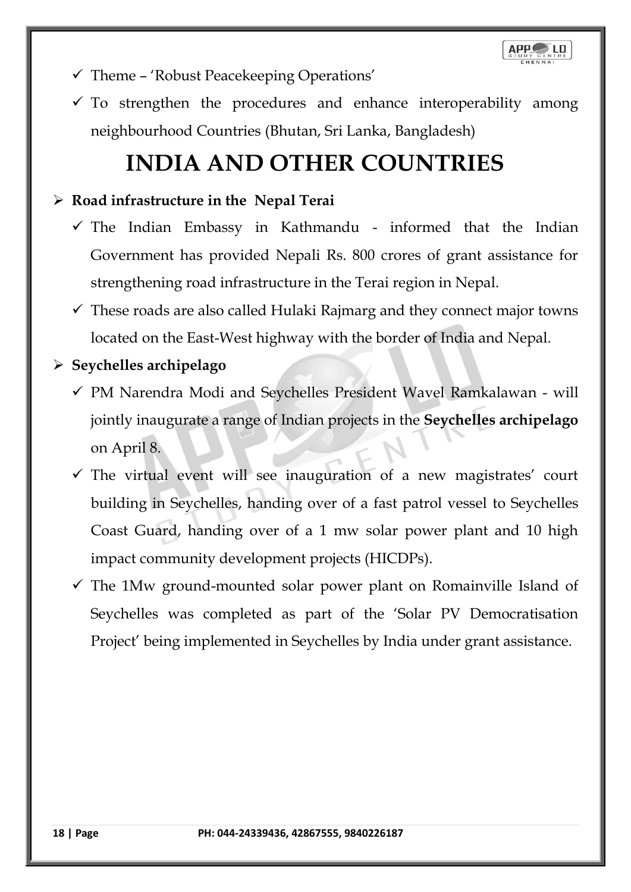- Theme – 'Robust Peacekeeping Operations'
- To strengthen the procedures and enhance interoperability among neighbourhood Countries (Bhutan, Sri Lanka, Bangladesh)

# INDIA AND OTHER COUNTRIES

- **Road infrastructure in the Nepal Terai**
  - The Indian Embassy in Kathmandu - informed that the Indian Government has provided Nepali Rs. 800 crores of grant assistance for strengthening road infrastructure in the Terai region in Nepal.
  - These roads are also called Hulaki Rajmarg and they connect major towns located on the East-West highway with the border of India and Nepal.
- **Seychelles archipelago**
  - PM Narendra Modi and Seychelles President Wavel Ramkalawan - will jointly inaugurate a range of Indian projects in the **Seychelles archipelago** on April 8.
  - The virtual event will see inauguration of a new magistrates' court building in Seychelles, handing over of a fast patrol vessel to Seychelles Coast Guard, handing over of a 1 mw solar power plant and 10 high impact community development projects (HICDPs).
  - The 1Mw ground-mounted solar power plant on Romainville Island of Seychelles was completed as part of the 'Solar PV Democratisation Project' being implemented in Seychelles by India under grant assistance.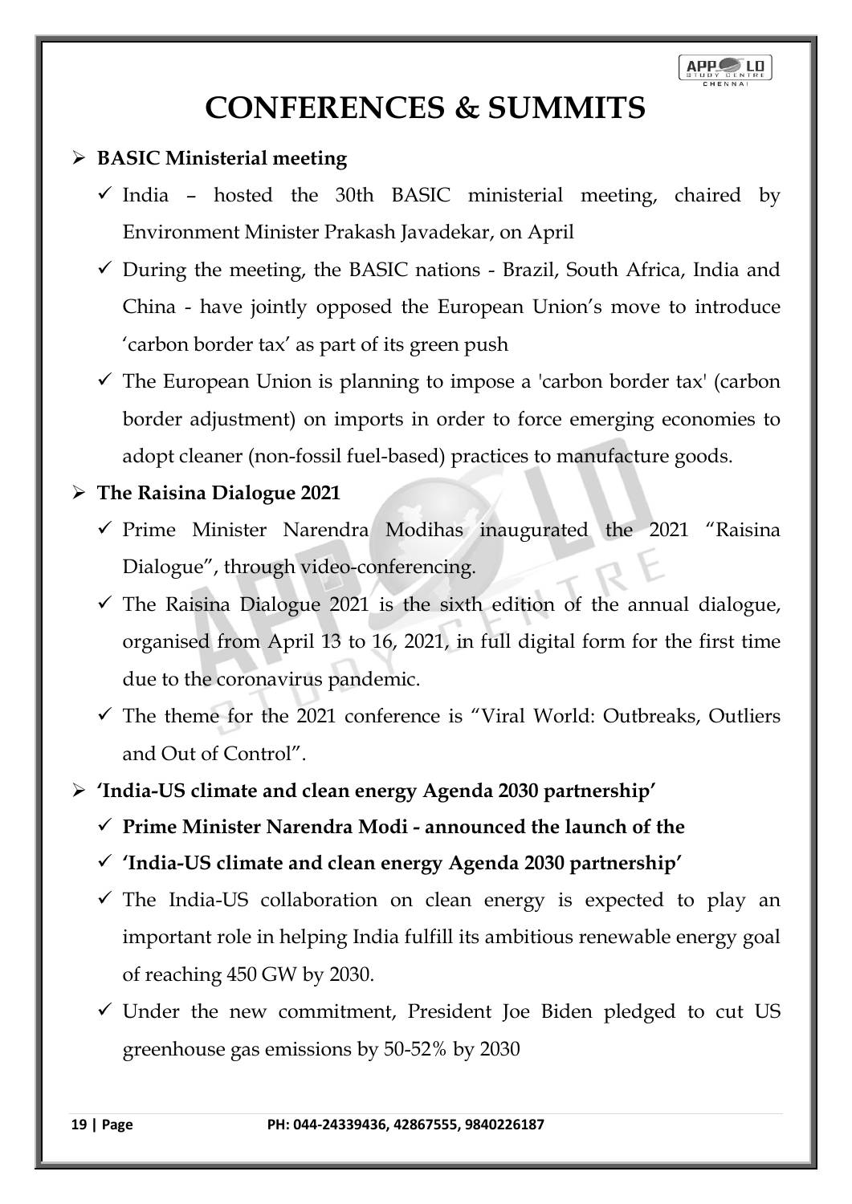# CONFERENCES & SUMMITS

- **BASIC Ministerial meeting**
  - India – hosted the 30th BASIC ministerial meeting, chaired by Environment Minister Prakash Javadekar, on April
  - During the meeting, the BASIC nations - Brazil, South Africa, India and China - have jointly opposed the European Union's move to introduce 'carbon border tax' as part of its green push
  - The European Union is planning to impose a 'carbon border tax' (carbon border adjustment) on imports in order to force emerging economies to adopt cleaner (non-fossil fuel-based) practices to manufacture goods.
- **The Raisina Dialogue 2021**
  - Prime Minister Narendra Modihas inaugurated the 2021 "Raisina Dialogue", through video-conferencing.
  - The Raisina Dialogue 2021 is the sixth edition of the annual dialogue, organised from April 13 to 16, 2021, in full digital form for the first time due to the coronavirus pandemic.
  - The theme for the 2021 conference is "Viral World: Outbreaks, Outliers and Out of Control".
- **'India-US climate and clean energy Agenda 2030 partnership'**
  - **Prime Minister Narendra Modi - announced the launch of the**
  - **'India-US climate and clean energy Agenda 2030 partnership'**
  - The India-US collaboration on clean energy is expected to play an important role in helping India fulfill its ambitious renewable energy goal of reaching 450 GW by 2030.
  - Under the new commitment, President Joe Biden pledged to cut US greenhouse gas emissions by 50-52% by 2030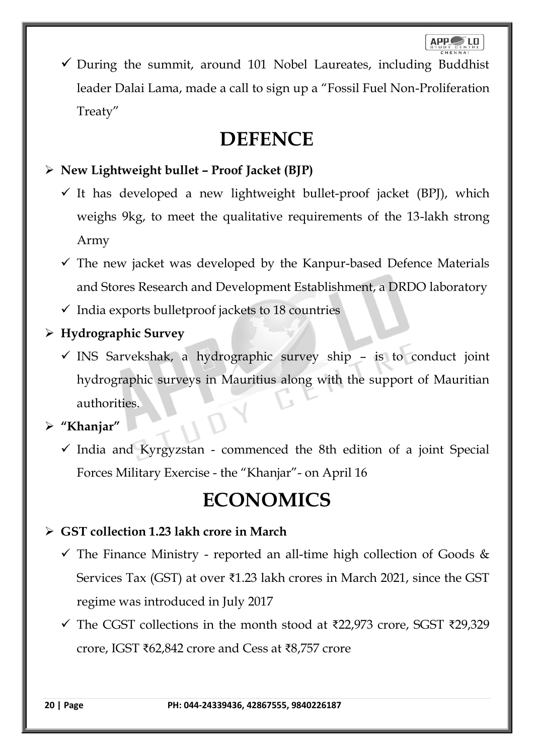- ✓ During the summit, around 101 Nobel Laureates, including Buddhist leader Dalai Lama, made a call to sign up a "Fossil Fuel Non-Proliferation Treaty"

# DEFENCE

- **New Lightweight bullet – Proof Jacket (BJP)**
  - ✓ It has developed a new lightweight bullet-proof jacket (BPJ), which weighs 9kg, to meet the qualitative requirements of the 13-lakh strong Army
  - ✓ The new jacket was developed by the Kanpur-based Defence Materials and Stores Research and Development Establishment, a DRDO laboratory
  - ✓ India exports bulletproof jackets to 18 countries
- **Hydrographic Survey**
  - ✓ INS Sarvekshak, a hydrographic survey ship – is to conduct joint hydrographic surveys in Mauritius along with the support of Mauritian authorities.
- **"Khanjar"**
  - ✓ India and Kyrgyzstan - commenced the 8th edition of a joint Special Forces Military Exercise - the "Khanjar"- on April 16

# ECONOMICS

- **GST collection 1.23 lakh crore in March**
  - ✓ The Finance Ministry - reported an all-time high collection of Goods & Services Tax (GST) at over ₹1.23 lakh crores in March 2021, since the GST regime was introduced in July 2017
  - ✓ The CGST collections in the month stood at ₹22,973 crore, SGST ₹29,329 crore, IGST ₹62,842 crore and Cess at ₹8,757 crore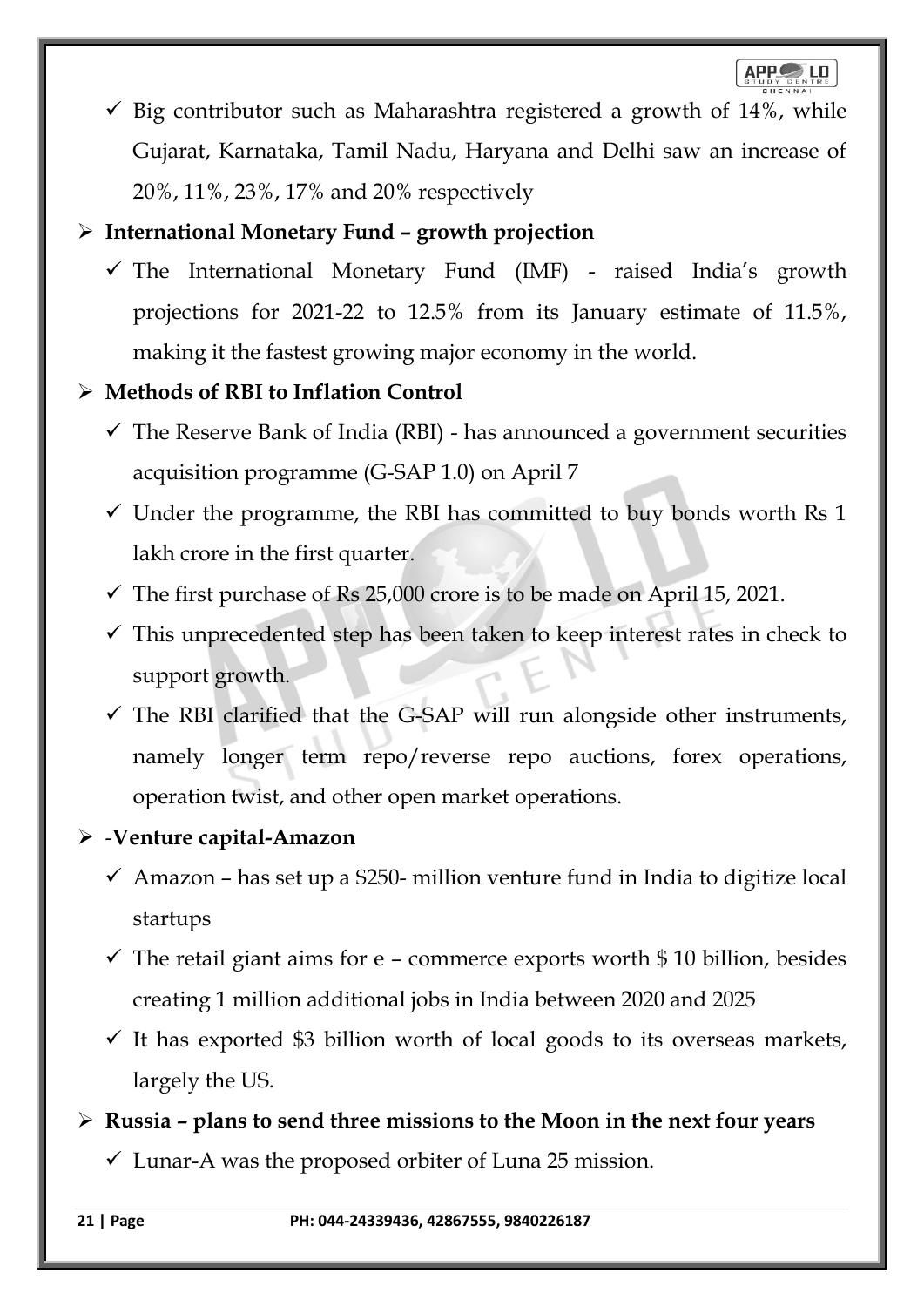- ✓ Big contributor such as Maharashtra registered a growth of 14%, while Gujarat, Karnataka, Tamil Nadu, Haryana and Delhi saw an increase of 20%, 11%, 23%, 17% and 20% respectively

- **International Monetary Fund – growth projection**
  - ✓ The International Monetary Fund (IMF) - raised India's growth projections for 2021-22 to 12.5% from its January estimate of 11.5%, making it the fastest growing major economy in the world.

- **Methods of RBI to Inflation Control**
  - ✓ The Reserve Bank of India (RBI) - has announced a government securities acquisition programme (G-SAP 1.0) on April 7
  - ✓ Under the programme, the RBI has committed to buy bonds worth Rs 1 lakh crore in the first quarter.
  - ✓ The first purchase of Rs 25,000 crore is to be made on April 15, 2021.
  - ✓ This unprecedented step has been taken to keep interest rates in check to support growth.
  - ✓ The RBI clarified that the G-SAP will run alongside other instruments, namely longer term repo/reverse repo auctions, forex operations, operation twist, and other open market operations.

- -**Venture capital-Amazon**
  - ✓ Amazon – has set up a $250- million venture fund in India to digitize local startups
  - ✓ The retail giant aims for e – commerce exports worth $ 10 billion, besides creating 1 million additional jobs in India between 2020 and 2025
  - ✓ It has exported $3 billion worth of local goods to its overseas markets, largely the US.

- **Russia – plans to send three missions to the Moon in the next four years**
  - ✓ Lunar-A was the proposed orbiter of Luna 25 mission.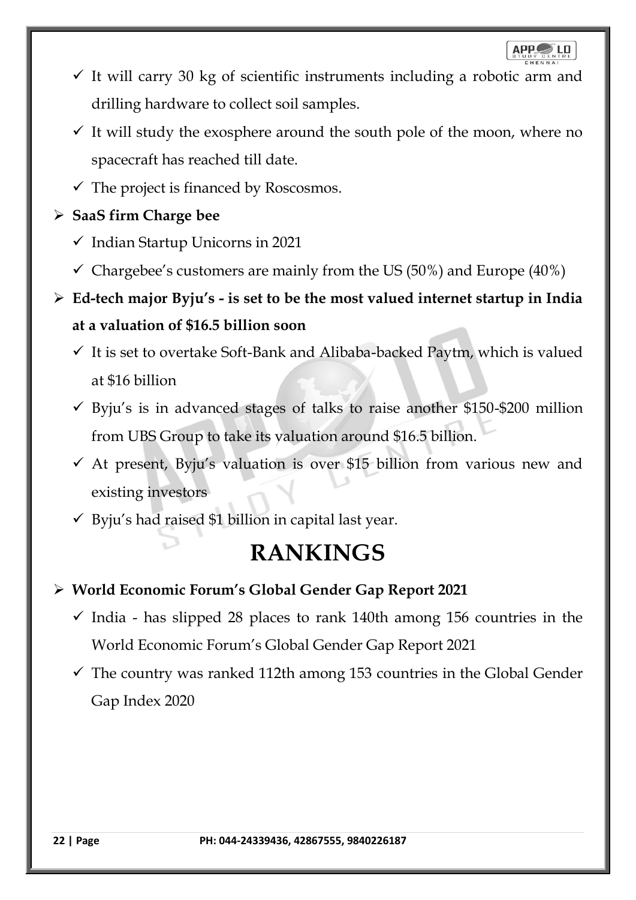- ✓ It will carry 30 kg of scientific instruments including a robotic arm and drilling hardware to collect soil samples.
- ✓ It will study the exosphere around the south pole of the moon, where no spacecraft has reached till date.
- ✓ The project is financed by Roscosmos.

- **SaaS firm Charge bee**
  - ✓ Indian Startup Unicorns in 2021
  - ✓ Chargebee's customers are mainly from the US (50%) and Europe (40%)

- **Ed-tech major Byju's - is set to be the most valued internet startup in India at a valuation of $16.5 billion soon**
  - ✓ It is set to overtake Soft-Bank and Alibaba-backed Paytm, which is valued at $16 billion
  - ✓ Byju's is in advanced stages of talks to raise another $150-$200 million from UBS Group to take its valuation around $16.5 billion.
  - ✓ At present, Byju's valuation is over $15 billion from various new and existing investors
  - ✓ Byju's had raised $1 billion in capital last year.

# RANKINGS

- **World Economic Forum's Global Gender Gap Report 2021**
  - ✓ India - has slipped 28 places to rank 140th among 156 countries in the World Economic Forum's Global Gender Gap Report 2021
  - ✓ The country was ranked 112th among 153 countries in the Global Gender Gap Index 2020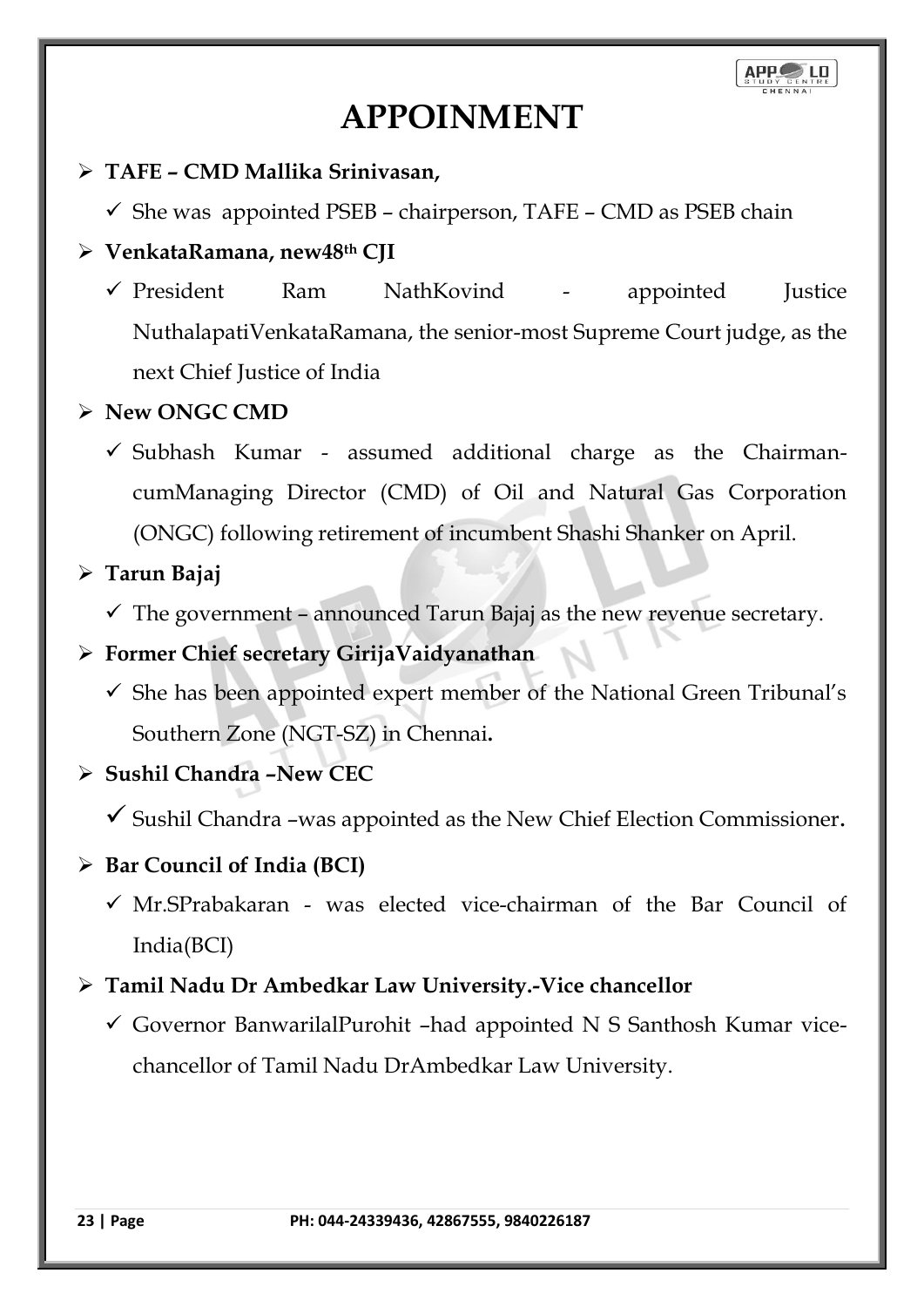# APPOINMENT

- **TAFE – CMD Mallika Srinivasan,**
  - ✓ She was appointed PSEB – chairperson, TAFE – CMD as PSEB chain
- **VenkataRamana, new48th CJI**
  - ✓ President Ram NathKovind - appointed Justice NuthalapatiVenkataRamana, the senior-most Supreme Court judge, as the next Chief Justice of India
- **New ONGC CMD**
  - ✓ Subhash Kumar - assumed additional charge as the Chairman-cumManaging Director (CMD) of Oil and Natural Gas Corporation (ONGC) following retirement of incumbent Shashi Shanker on April.
- **Tarun Bajaj**
  - ✓ The government – announced Tarun Bajaj as the new revenue secretary.
- **Former Chief secretary GirijaVaidyanathan**
  - ✓ She has been appointed expert member of the National Green Tribunal's Southern Zone (NGT-SZ) in Chennai**.**
- **Sushil Chandra –New CEC**
  - ✓ Sushil Chandra –was appointed as the New Chief Election Commissioner**.**
- **Bar Council of India (BCI)**
  - ✓ Mr.SPrabakaran - was elected vice-chairman of the Bar Council of India(BCI)
- **Tamil Nadu Dr Ambedkar Law University.-Vice chancellor**
  - ✓ Governor BanwarilalPurohit –had appointed N S Santhosh Kumar vice-chancellor of Tamil Nadu DrAmbedkar Law University.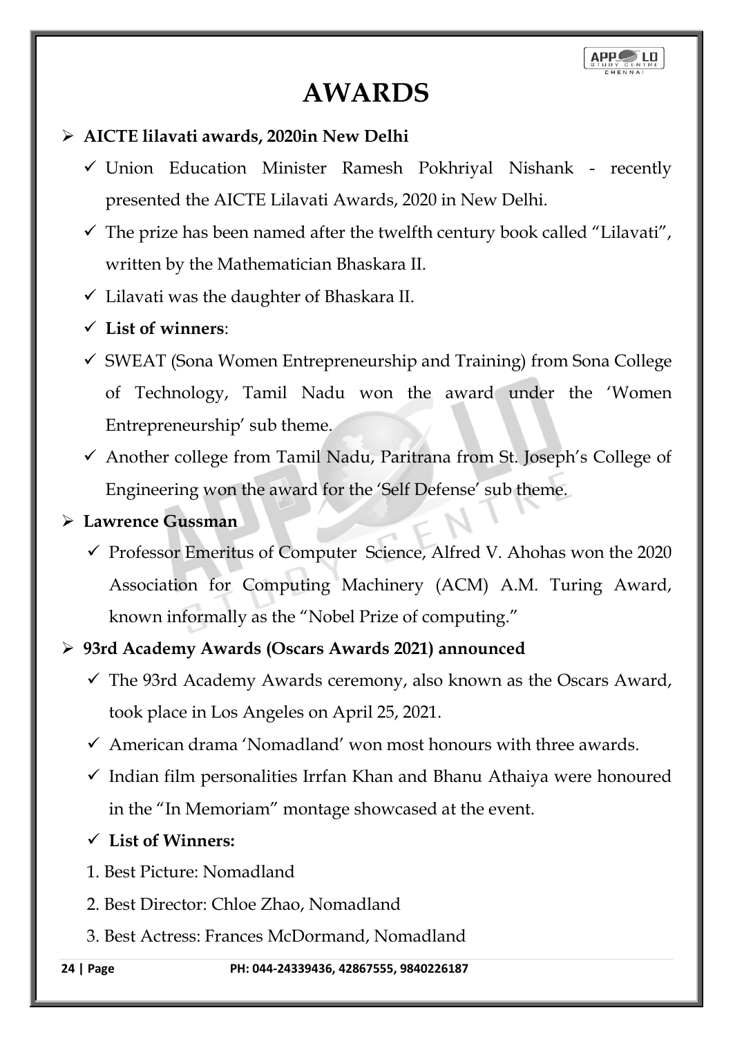# AWARDS

- **AICTE lilavati awards, 2020in New Delhi**
  - Union Education Minister Ramesh Pokhriyal Nishank - recently presented the AICTE Lilavati Awards, 2020 in New Delhi.
  - The prize has been named after the twelfth century book called "Lilavati", written by the Mathematician Bhaskara II.
  - Lilavati was the daughter of Bhaskara II.
  - **List of winners**:
  - SWEAT (Sona Women Entrepreneurship and Training) from Sona College of Technology, Tamil Nadu won the award under the 'Women Entrepreneurship' sub theme.
  - Another college from Tamil Nadu, Paritrana from St. Joseph's College of Engineering won the award for the 'Self Defense' sub theme.
- **Lawrence Gussman**
  - Professor Emeritus of Computer Science, Alfred V. Ahohas won the 2020 Association for Computing Machinery (ACM) A.M. Turing Award, known informally as the "Nobel Prize of computing."
- **93rd Academy Awards (Oscars Awards 2021) announced**
  - The 93rd Academy Awards ceremony, also known as the Oscars Award, took place in Los Angeles on April 25, 2021.
  - American drama 'Nomadland' won most honours with three awards.
  - Indian film personalities Irrfan Khan and Bhanu Athaiya were honoured in the "In Memoriam" montage showcased at the event.
  - **List of Winners:**

  1. Best Picture: Nomadland
  2. Best Director: Chloe Zhao, Nomadland
  3. Best Actress: Frances McDormand, Nomadland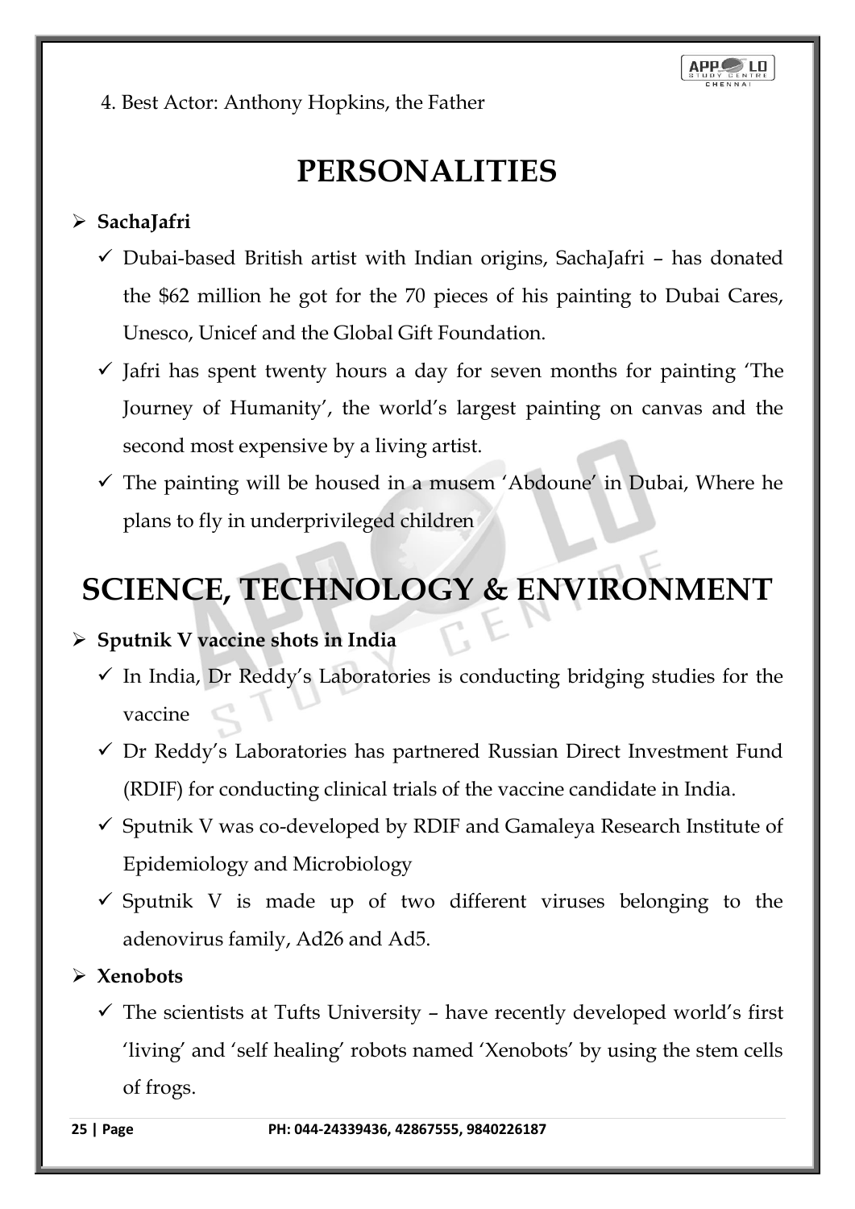4. Best Actor: Anthony Hopkins, the Father

# PERSONALITIES

- **SachaJafri**
  - ✓ Dubai-based British artist with Indian origins, SachaJafri – has donated the $62 million he got for the 70 pieces of his painting to Dubai Cares, Unesco, Unicef and the Global Gift Foundation.
  - ✓ Jafri has spent twenty hours a day for seven months for painting 'The Journey of Humanity', the world's largest painting on canvas and the second most expensive by a living artist.
  - ✓ The painting will be housed in a musem 'Abdoune' in Dubai, Where he plans to fly in underprivileged children

# SCIENCE, TECHNOLOGY & ENVIRONMENT

- **Sputnik V vaccine shots in India**
  - ✓ In India, Dr Reddy's Laboratories is conducting bridging studies for the vaccine
  - ✓ Dr Reddy's Laboratories has partnered Russian Direct Investment Fund (RDIF) for conducting clinical trials of the vaccine candidate in India.
  - ✓ Sputnik V was co-developed by RDIF and Gamaleya Research Institute of Epidemiology and Microbiology
  - ✓ Sputnik V is made up of two different viruses belonging to the adenovirus family, Ad26 and Ad5.
- **Xenobots**
  - ✓ The scientists at Tufts University – have recently developed world's first 'living' and 'self healing' robots named 'Xenobots' by using the stem cells of frogs.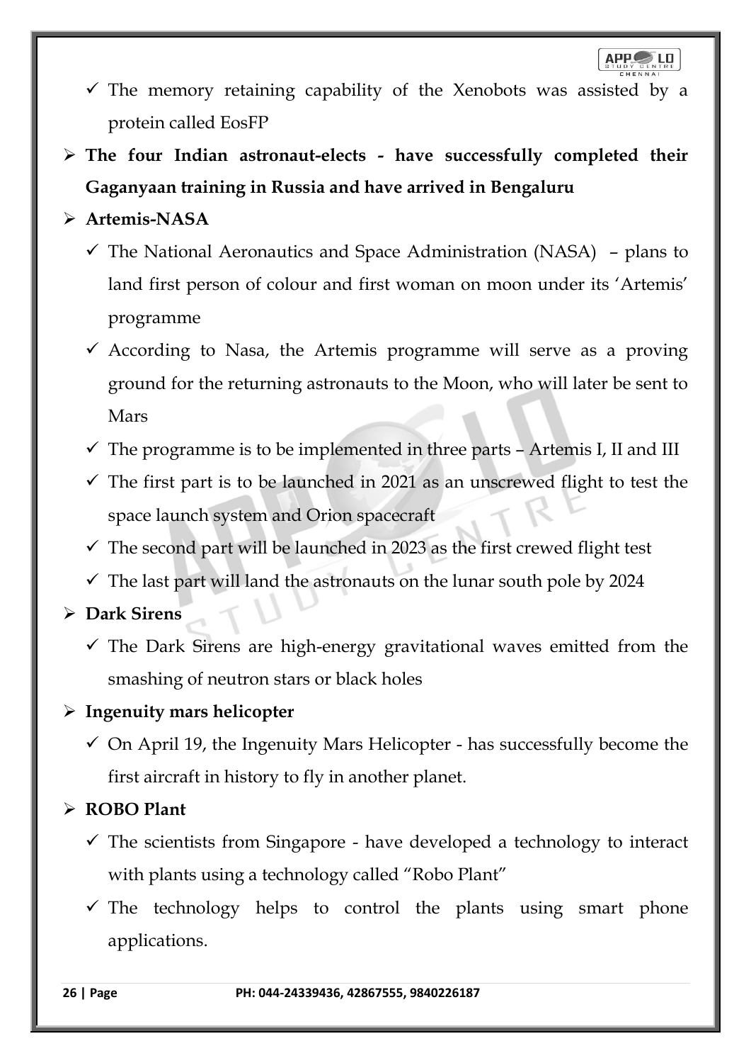- ✓ The memory retaining capability of the Xenobots was assisted by a protein called EosFP

- **The four Indian astronaut-elects - have successfully completed their Gaganyaan training in Russia and have arrived in Bengaluru**

- **Artemis-NASA**
  - ✓ The National Aeronautics and Space Administration (NASA) – plans to land first person of colour and first woman on moon under its 'Artemis' programme
  - ✓ According to Nasa, the Artemis programme will serve as a proving ground for the returning astronauts to the Moon, who will later be sent to Mars
  - ✓ The programme is to be implemented in three parts – Artemis I, II and III
  - ✓ The first part is to be launched in 2021 as an unscrewed flight to test the space launch system and Orion spacecraft
  - ✓ The second part will be launched in 2023 as the first crewed flight test
  - ✓ The last part will land the astronauts on the lunar south pole by 2024

- **Dark Sirens**
  - ✓ The Dark Sirens are high-energy gravitational waves emitted from the smashing of neutron stars or black holes

- **Ingenuity mars helicopter**
  - ✓ On April 19, the Ingenuity Mars Helicopter - has successfully become the first aircraft in history to fly in another planet.

- **ROBO Plant**
  - ✓ The scientists from Singapore - have developed a technology to interact with plants using a technology called "Robo Plant"
  - ✓ The technology helps to control the plants using smart phone applications.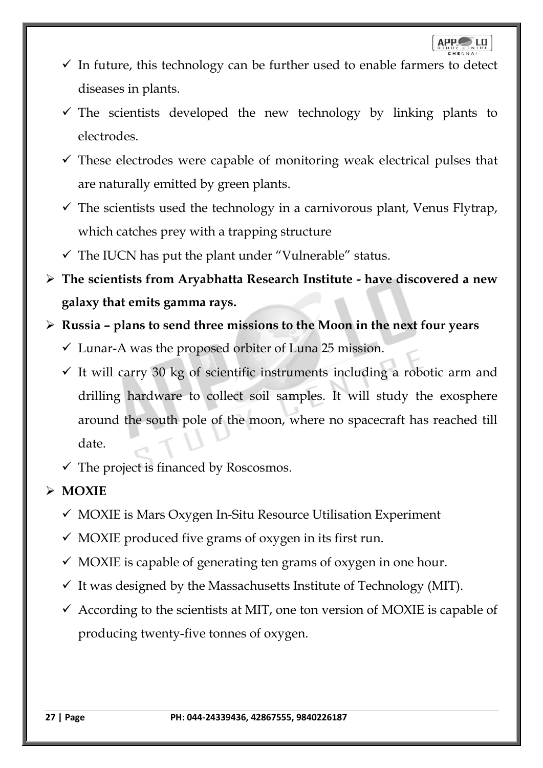- In future, this technology can be further used to enable farmers to detect diseases in plants.
- The scientists developed the new technology by linking plants to electrodes.
- These electrodes were capable of monitoring weak electrical pulses that are naturally emitted by green plants.
- The scientists used the technology in a carnivorous plant, Venus Flytrap, which catches prey with a trapping structure
- The IUCN has put the plant under "Vulnerable" status.

- **The scientists from Aryabhatta Research Institute - have discovered a new galaxy that emits gamma rays.**
- **Russia – plans to send three missions to the Moon in the next four years**
  - Lunar-A was the proposed orbiter of Luna 25 mission.
  - It will carry 30 kg of scientific instruments including a robotic arm and drilling hardware to collect soil samples. It will study the exosphere around the south pole of the moon, where no spacecraft has reached till date.
  - The project is financed by Roscosmos.
- **MOXIE**
  - MOXIE is Mars Oxygen In-Situ Resource Utilisation Experiment
  - MOXIE produced five grams of oxygen in its first run.
  - MOXIE is capable of generating ten grams of oxygen in one hour.
  - It was designed by the Massachusetts Institute of Technology (MIT).
  - According to the scientists at MIT, one ton version of MOXIE is capable of producing twenty-five tonnes of oxygen.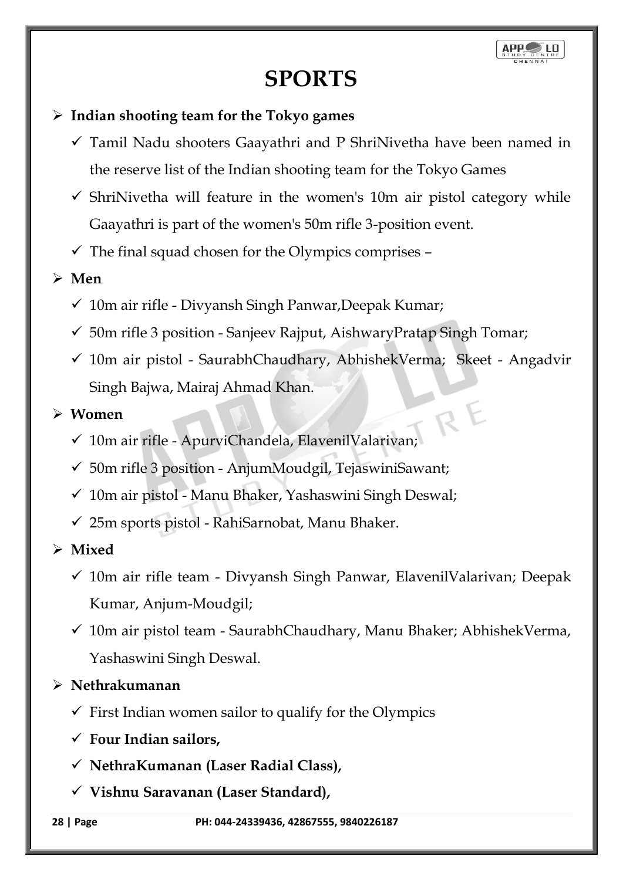# SPORTS

- **Indian shooting team for the Tokyo games**
  - Tamil Nadu shooters Gaayathri and P ShriNivetha have been named in the reserve list of the Indian shooting team for the Tokyo Games
  - ShriNivetha will feature in the women's 10m air pistol category while Gaayathri is part of the women's 50m rifle 3-position event.
  - The final squad chosen for the Olympics comprises –
- **Men**
  - 10m air rifle - Divyansh Singh Panwar,Deepak Kumar;
  - 50m rifle 3 position - Sanjeev Rajput, AishwaryPratap Singh Tomar;
  - 10m air pistol - SaurabhChaudhary, AbhishekVerma; Skeet - Angadvir Singh Bajwa, Mairaj Ahmad Khan.
- **Women**
  - 10m air rifle - ApurviChandela, ElavenilValarivan;
  - 50m rifle 3 position - AnjumMoudgil, TejaswiniSawant;
  - 10m air pistol - Manu Bhaker, Yashaswini Singh Deswal;
  - 25m sports pistol - RahiSarnobat, Manu Bhaker.
- **Mixed**
  - 10m air rifle team - Divyansh Singh Panwar, ElavenilValarivan; Deepak Kumar, Anjum-Moudgil;
  - 10m air pistol team - SaurabhChaudhary, Manu Bhaker; AbhishekVerma, Yashaswini Singh Deswal.
- **Nethrakumanan**
  - First Indian women sailor to qualify for the Olympics
  - **Four Indian sailors,**
  - **NethraKumanan (Laser Radial Class),**
  - **Vishnu Saravanan (Laser Standard),**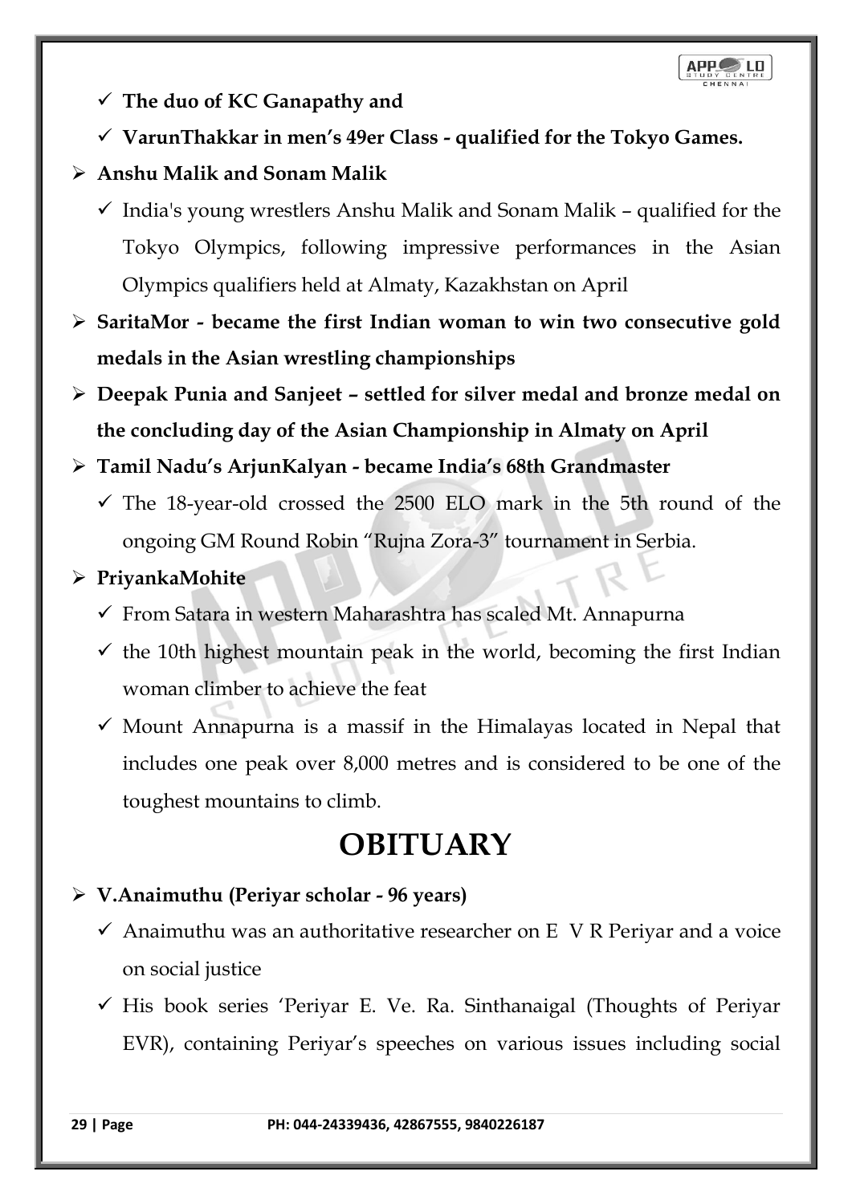- **The duo of KC Ganapathy and**
- **VarunThakkar in men's 49er Class - qualified for the Tokyo Games.**

- **Anshu Malik and Sonam Malik**
  - India's young wrestlers Anshu Malik and Sonam Malik – qualified for the Tokyo Olympics, following impressive performances in the Asian Olympics qualifiers held at Almaty, Kazakhstan on April
- **SaritaMor - became the first Indian woman to win two consecutive gold medals in the Asian wrestling championships**
- **Deepak Punia and Sanjeet – settled for silver medal and bronze medal on the concluding day of the Asian Championship in Almaty on April**
- **Tamil Nadu's ArjunKalyan - became India's 68th Grandmaster**
  - The 18-year-old crossed the 2500 ELO mark in the 5th round of the ongoing GM Round Robin "Rujna Zora-3" tournament in Serbia.
- **PriyankaMohite**
  - From Satara in western Maharashtra has scaled Mt. Annapurna
  - the 10th highest mountain peak in the world, becoming the first Indian woman climber to achieve the feat
  - Mount Annapurna is a massif in the Himalayas located in Nepal that includes one peak over 8,000 metres and is considered to be one of the toughest mountains to climb.

# OBITUARY

- **V.Anaimuthu (Periyar scholar - 96 years)**
  - Anaimuthu was an authoritative researcher on E V R Periyar and a voice on social justice
  - His book series 'Periyar E. Ve. Ra. Sinthanaigal (Thoughts of Periyar EVR), containing Periyar's speeches on various issues including social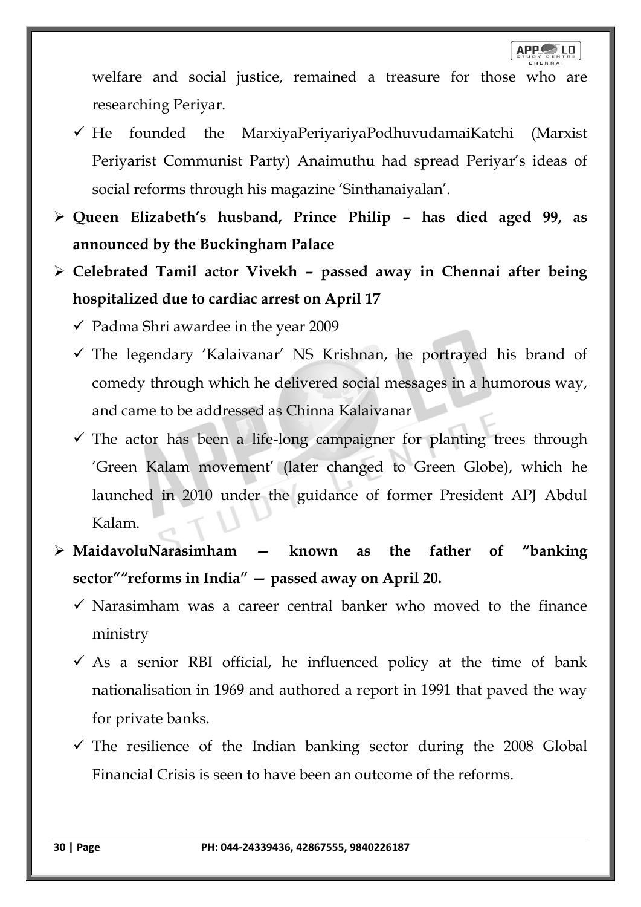welfare and social justice, remained a treasure for those who are researching Periyar.

- ✓ He founded the MarxiyaPeriyariyaPodhuvudamaiKatchi (Marxist Periyarist Communist Party) Anaimuthu had spread Periyar's ideas of social reforms through his magazine 'Sinthanaiyalan'.

- **Queen Elizabeth's husband, Prince Philip – has died aged 99, as announced by the Buckingham Palace**
- **Celebrated Tamil actor Vivekh – passed away in Chennai after being hospitalized due to cardiac arrest on April 17**
  - ✓ Padma Shri awardee in the year 2009
  - ✓ The legendary 'Kalaivanar' NS Krishnan, he portrayed his brand of comedy through which he delivered social messages in a humorous way, and came to be addressed as Chinna Kalaivanar
  - ✓ The actor has been a life-long campaigner for planting trees through 'Green Kalam movement' (later changed to Green Globe), which he launched in 2010 under the guidance of former President APJ Abdul Kalam.
- **MaidavoluNarasimham — known as the father of "banking sector""reforms in India" — passed away on April 20.**
  - ✓ Narasimham was a career central banker who moved to the finance ministry
  - ✓ As a senior RBI official, he influenced policy at the time of bank nationalisation in 1969 and authored a report in 1991 that paved the way for private banks.
  - ✓ The resilience of the Indian banking sector during the 2008 Global Financial Crisis is seen to have been an outcome of the reforms.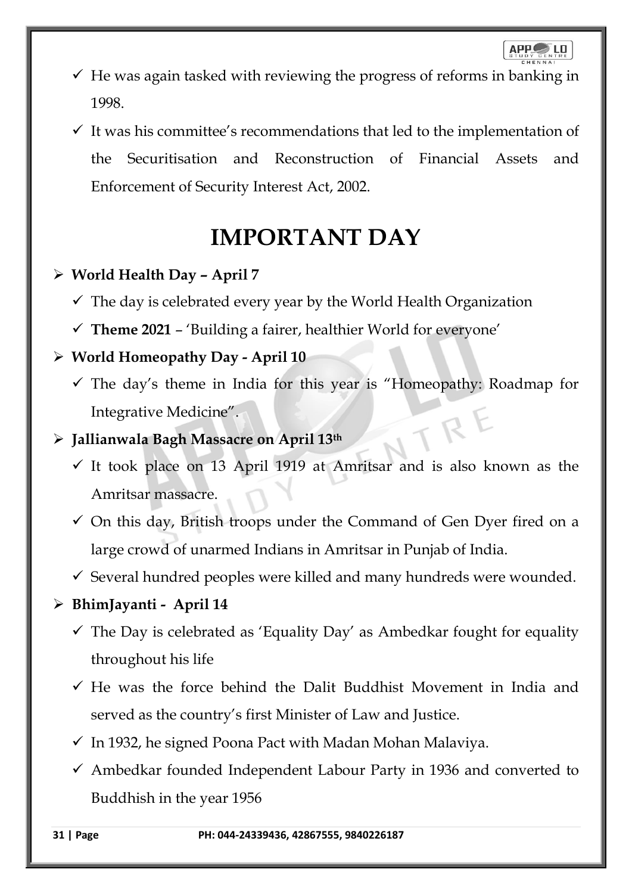- ✓ He was again tasked with reviewing the progress of reforms in banking in 1998.
- ✓ It was his committee's recommendations that led to the implementation of the Securitisation and Reconstruction of Financial Assets and Enforcement of Security Interest Act, 2002.

# IMPORTANT DAY

- **World Health Day – April 7**
  - ✓ The day is celebrated every year by the World Health Organization
  - ✓ **Theme 2021** – 'Building a fairer, healthier World for everyone'
- **World Homeopathy Day - April 10**
  - ✓ The day's theme in India for this year is "Homeopathy: Roadmap for Integrative Medicine".
- **Jallianwala Bagh Massacre on April 13th**
  - ✓ It took place on 13 April 1919 at Amritsar and is also known as the Amritsar massacre.
  - ✓ On this day, British troops under the Command of Gen Dyer fired on a large crowd of unarmed Indians in Amritsar in Punjab of India.
  - ✓ Several hundred peoples were killed and many hundreds were wounded.
- **BhimJayanti - April 14**
  - ✓ The Day is celebrated as 'Equality Day' as Ambedkar fought for equality throughout his life
  - ✓ He was the force behind the Dalit Buddhist Movement in India and served as the country's first Minister of Law and Justice.
  - ✓ In 1932, he signed Poona Pact with Madan Mohan Malaviya.
  - ✓ Ambedkar founded Independent Labour Party in 1936 and converted to Buddhish in the year 1956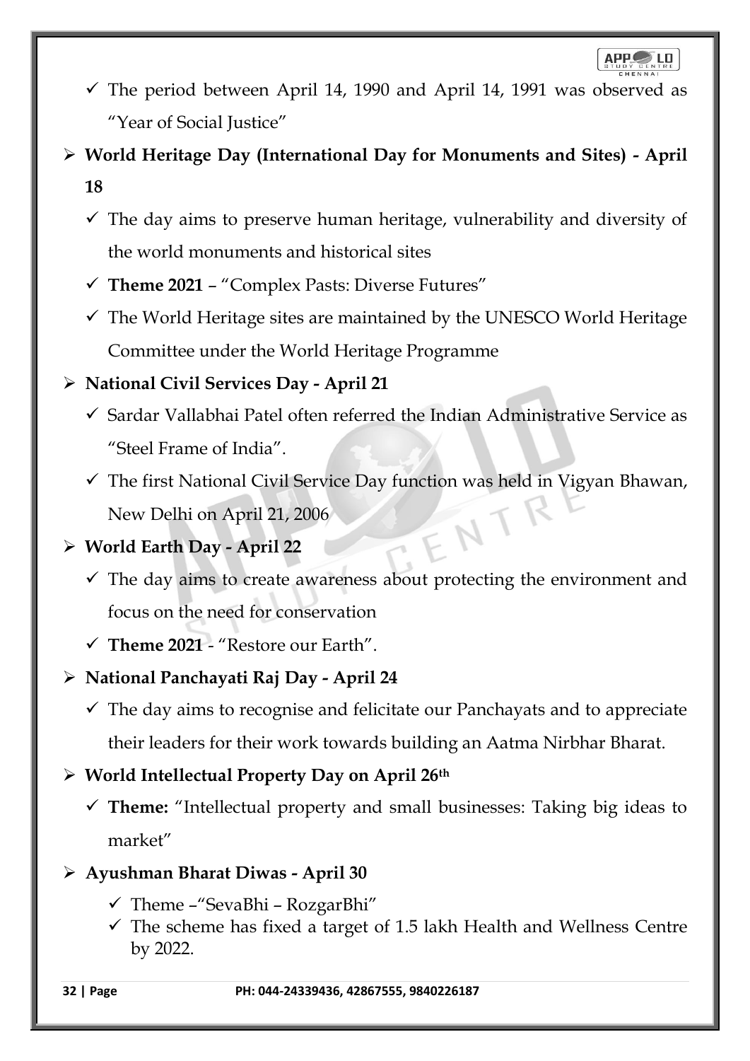- ✓ The period between April 14, 1990 and April 14, 1991 was observed as "Year of Social Justice"

- **World Heritage Day (International Day for Monuments and Sites) - April 18**
  - ✓ The day aims to preserve human heritage, vulnerability and diversity of the world monuments and historical sites
  - ✓ **Theme 2021** – "Complex Pasts: Diverse Futures"
  - ✓ The World Heritage sites are maintained by the UNESCO World Heritage Committee under the World Heritage Programme

- **National Civil Services Day - April 21**
  - ✓ Sardar Vallabhai Patel often referred the Indian Administrative Service as "Steel Frame of India".
  - ✓ The first National Civil Service Day function was held in Vigyan Bhawan, New Delhi on April 21, 2006

- **World Earth Day - April 22**
  - ✓ The day aims to create awareness about protecting the environment and focus on the need for conservation
  - ✓ **Theme 2021** - "Restore our Earth".

- **National Panchayati Raj Day - April 24**
  - ✓ The day aims to recognise and felicitate our Panchayats and to appreciate their leaders for their work towards building an Aatma Nirbhar Bharat.

- **World Intellectual Property Day on April 26th**
  - ✓ **Theme:** "Intellectual property and small businesses: Taking big ideas to market"

- **Ayushman Bharat Diwas - April 30**
  - ✓ Theme –"SevaBhi – RozgarBhi"
  - ✓ The scheme has fixed a target of 1.5 lakh Health and Wellness Centre by 2022.